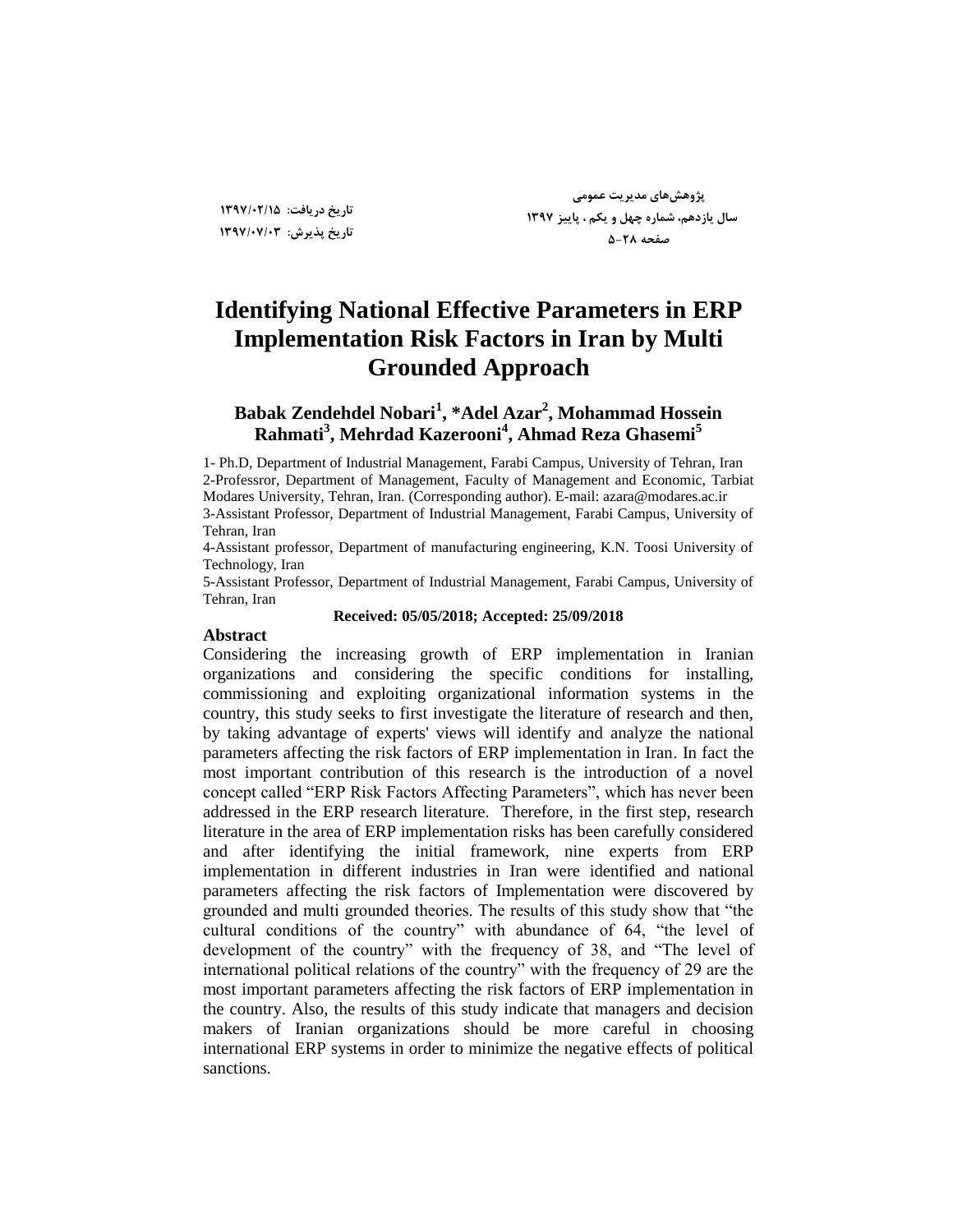پژوهش‌های مدیریت عمومی
سال یازدهم، شماره چهل و یکم ، پاییز ۱۳۹۷
صفحه ۲۸-۵

تاریخ دریافت: ۱۳۹۷/۰۲/۱۵
تاریخ پذیرش: ۱۳۹۷/۰۷/۰۳

# Identifying National Effective Parameters in ERP Implementation Risk Factors in Iran by Multi Grounded Approach

**Babak Zendehdel Nobari[1], \*Adel Azar[2], Mohammad Hossein Rahmati[3], Mehrdad Kazerooni[4], Ahmad Reza Ghasemi[5]**

1- Ph.D, Department of Industrial Management, Farabi Campus, University of Tehran, Iran
2-Professror, Department of Management, Faculty of Management and Economic, Tarbiat Modares University, Tehran, Iran. (Corresponding author). E-mail: azara@modares.ac.ir
3-Assistant Professor, Department of Industrial Management, Farabi Campus, University of Tehran, Iran
4-Assistant professor, Department of manufacturing engineering, K.N. Toosi University of Technology, Iran
5-Assistant Professor, Department of Industrial Management, Farabi Campus, University of Tehran, Iran

**Received: 05/05/2018; Accepted: 25/09/2018**

**Abstract**

Considering the increasing growth of ERP implementation in Iranian organizations and considering the specific conditions for installing, commissioning and exploiting organizational information systems in the country, this study seeks to first investigate the literature of research and then, by taking advantage of experts' views will identify and analyze the national parameters affecting the risk factors of ERP implementation in Iran. In fact the most important contribution of this research is the introduction of a novel concept called "ERP Risk Factors Affecting Parameters", which has never been addressed in the ERP research literature. Therefore, in the first step, research literature in the area of ERP implementation risks has been carefully considered and after identifying the initial framework, nine experts from ERP implementation in different industries in Iran were identified and national parameters affecting the risk factors of Implementation were discovered by grounded and multi grounded theories. The results of this study show that "the cultural conditions of the country" with abundance of 64, "the level of development of the country" with the frequency of 38, and "The level of international political relations of the country" with the frequency of 29 are the most important parameters affecting the risk factors of ERP implementation in the country. Also, the results of this study indicate that managers and decision makers of Iranian organizations should be more careful in choosing international ERP systems in order to minimize the negative effects of political sanctions.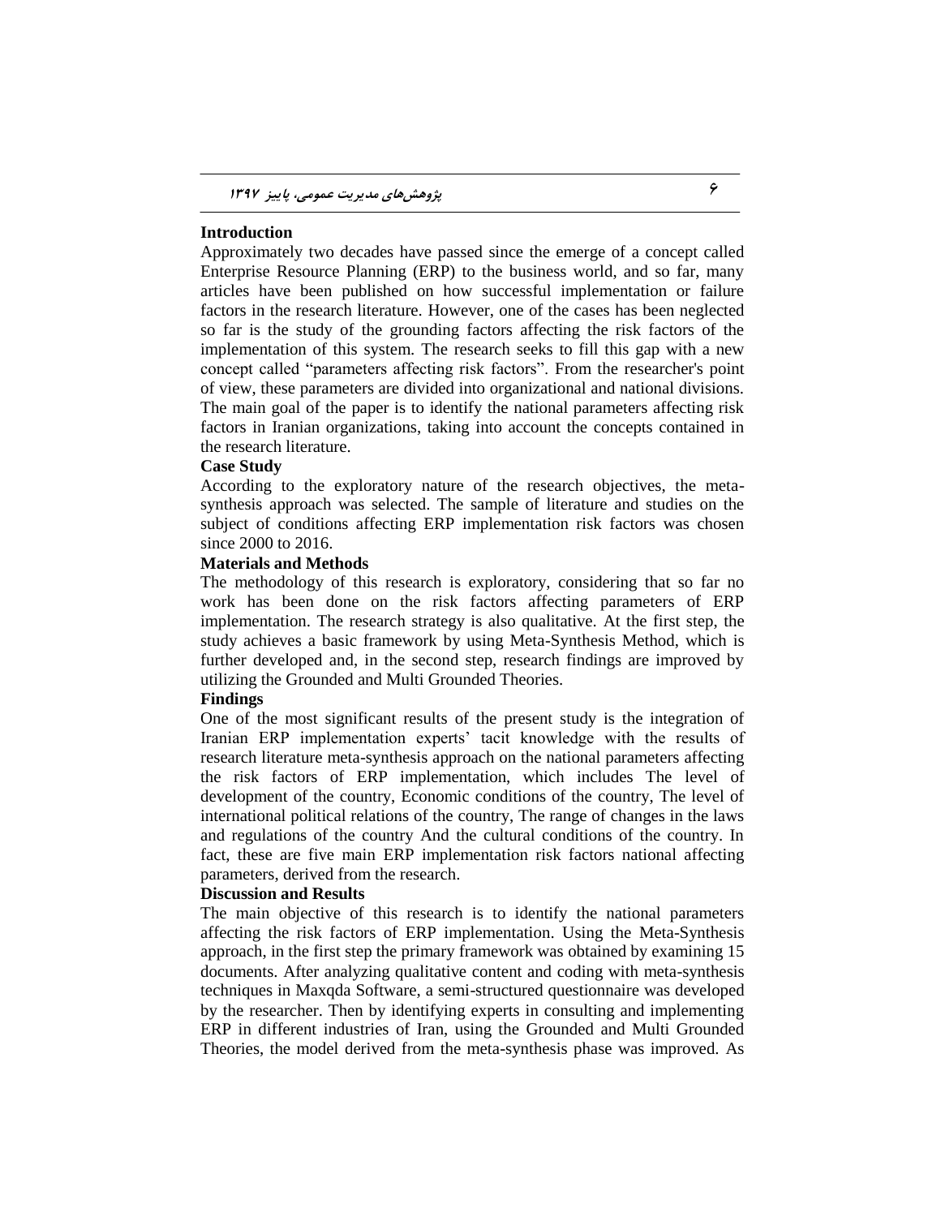## Introduction

Approximately two decades have passed since the emerge of a concept called Enterprise Resource Planning (ERP) to the business world, and so far, many articles have been published on how successful implementation or failure factors in the research literature. However, one of the cases has been neglected so far is the study of the grounding factors affecting the risk factors of the implementation of this system. The research seeks to fill this gap with a new concept called "parameters affecting risk factors". From the researcher's point of view, these parameters are divided into organizational and national divisions. The main goal of the paper is to identify the national parameters affecting risk factors in Iranian organizations, taking into account the concepts contained in the research literature.

## Case Study

According to the exploratory nature of the research objectives, the meta-synthesis approach was selected. The sample of literature and studies on the subject of conditions affecting ERP implementation risk factors was chosen since 2000 to 2016.

## Materials and Methods

The methodology of this research is exploratory, considering that so far no work has been done on the risk factors affecting parameters of ERP implementation. The research strategy is also qualitative. At the first step, the study achieves a basic framework by using Meta-Synthesis Method, which is further developed and, in the second step, research findings are improved by utilizing the Grounded and Multi Grounded Theories.

## Findings

One of the most significant results of the present study is the integration of Iranian ERP implementation experts' tacit knowledge with the results of research literature meta-synthesis approach on the national parameters affecting the risk factors of ERP implementation, which includes The level of development of the country, Economic conditions of the country, The level of international political relations of the country, The range of changes in the laws and regulations of the country And the cultural conditions of the country. In fact, these are five main ERP implementation risk factors national affecting parameters, derived from the research.

## Discussion and Results

The main objective of this research is to identify the national parameters affecting the risk factors of ERP implementation. Using the Meta-Synthesis approach, in the first step the primary framework was obtained by examining 15 documents. After analyzing qualitative content and coding with meta-synthesis techniques in Maxqda Software, a semi-structured questionnaire was developed by the researcher. Then by identifying experts in consulting and implementing ERP in different industries of Iran, using the Grounded and Multi Grounded Theories, the model derived from the meta-synthesis phase was improved. As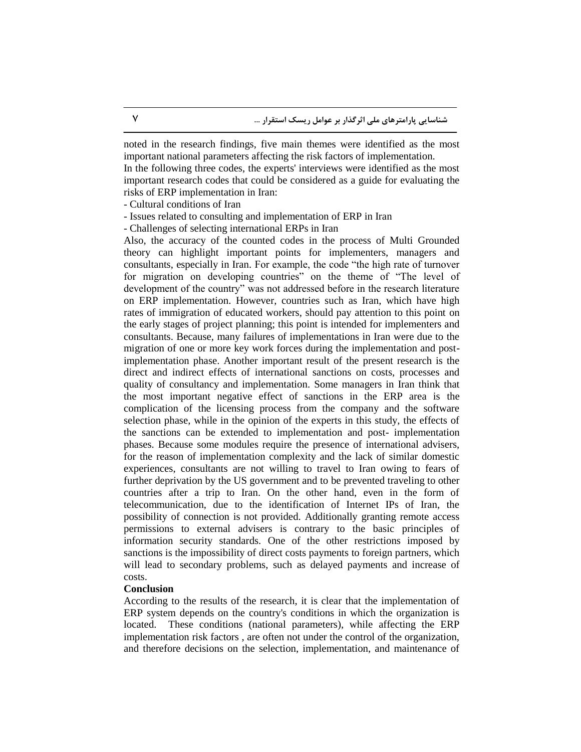noted in the research findings, five main themes were identified as the most important national parameters affecting the risk factors of implementation.

In the following three codes, the experts' interviews were identified as the most important research codes that could be considered as a guide for evaluating the risks of ERP implementation in Iran:

- Cultural conditions of Iran
- Issues related to consulting and implementation of ERP in Iran
- Challenges of selecting international ERPs in Iran

Also, the accuracy of the counted codes in the process of Multi Grounded theory can highlight important points for implementers, managers and consultants, especially in Iran. For example, the code "the high rate of turnover for migration on developing countries" on the theme of "The level of development of the country" was not addressed before in the research literature on ERP implementation. However, countries such as Iran, which have high rates of immigration of educated workers, should pay attention to this point on the early stages of project planning; this point is intended for implementers and consultants. Because, many failures of implementations in Iran were due to the migration of one or more key work forces during the implementation and post-implementation phase. Another important result of the present research is the direct and indirect effects of international sanctions on costs, processes and quality of consultancy and implementation. Some managers in Iran think that the most important negative effect of sanctions in the ERP area is the complication of the licensing process from the company and the software selection phase, while in the opinion of the experts in this study, the effects of the sanctions can be extended to implementation and post- implementation phases. Because some modules require the presence of international advisers, for the reason of implementation complexity and the lack of similar domestic experiences, consultants are not willing to travel to Iran owing to fears of further deprivation by the US government and to be prevented traveling to other countries after a trip to Iran. On the other hand, even in the form of telecommunication, due to the identification of Internet IPs of Iran, the possibility of connection is not provided. Additionally granting remote access permissions to external advisers is contrary to the basic principles of information security standards. One of the other restrictions imposed by sanctions is the impossibility of direct costs payments to foreign partners, which will lead to secondary problems, such as delayed payments and increase of costs.

**Conclusion**

According to the results of the research, it is clear that the implementation of ERP system depends on the country's conditions in which the organization is located. These conditions (national parameters), while affecting the ERP implementation risk factors , are often not under the control of the organization, and therefore decisions on the selection, implementation, and maintenance of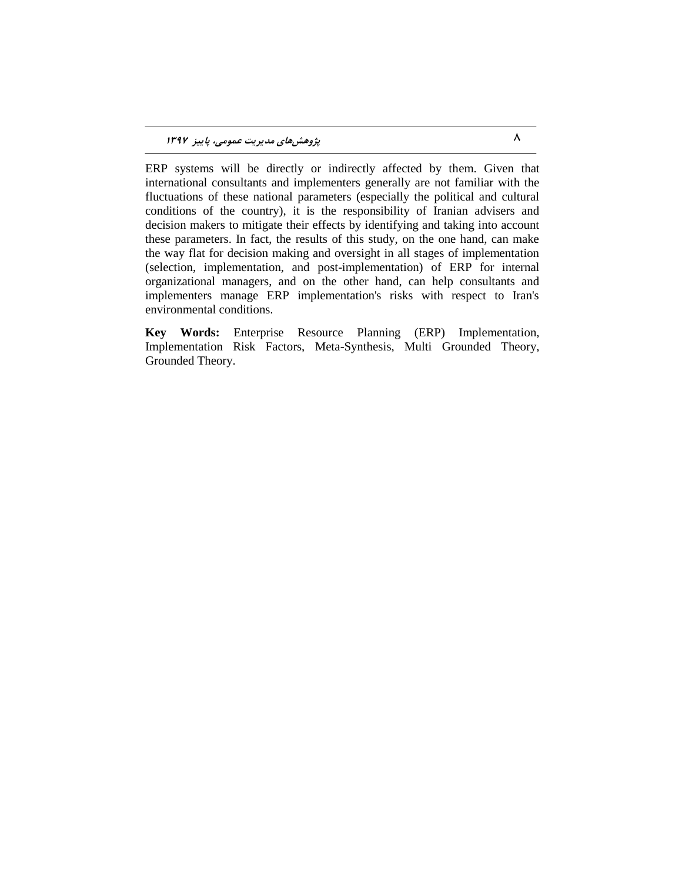ERP systems will be directly or indirectly affected by them. Given that international consultants and implementers generally are not familiar with the fluctuations of these national parameters (especially the political and cultural conditions of the country), it is the responsibility of Iranian advisers and decision makers to mitigate their effects by identifying and taking into account these parameters. In fact, the results of this study, on the one hand, can make the way flat for decision making and oversight in all stages of implementation (selection, implementation, and post-implementation) of ERP for internal organizational managers, and on the other hand, can help consultants and implementers manage ERP implementation's risks with respect to Iran's environmental conditions.

**Key Words:** Enterprise Resource Planning (ERP) Implementation, Implementation Risk Factors, Meta-Synthesis, Multi Grounded Theory, Grounded Theory.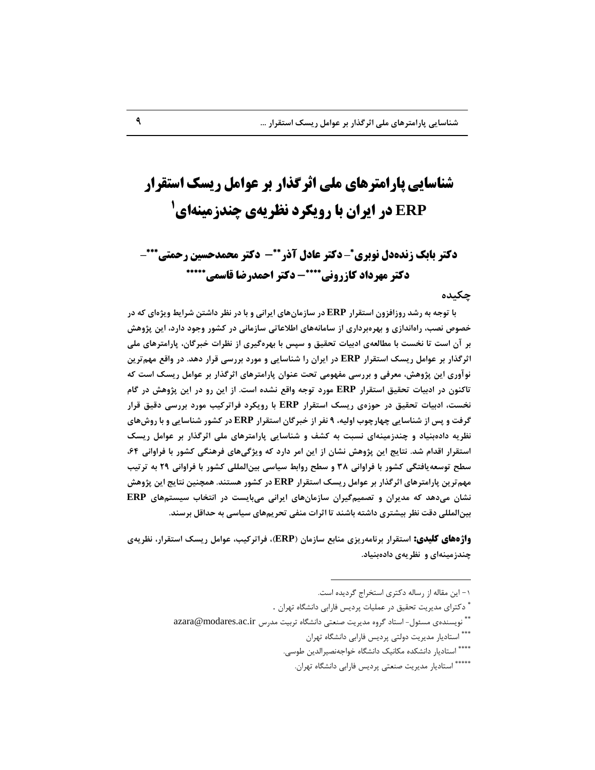# شناسایی پارامترهای ملی اثرگذار بر عوامل ریسک استقرار ERP در ایران با رویکرد نظریه‌ی چندزمینه‌ای[1]

## دکتر بابک زنده‌دل نوبری* - دکتر عادل آذر** - دکتر محمدحسین رحمتی*** - دکتر مهرداد کازرونی**** - دکتر احمدرضا قاسمی*****

### چکیده

**با توجه به رشد روزافزون استقرار ERP در سازمان‌های ایرانی و با در نظر داشتن شرایط ویژه‌ای که در خصوص نصب، راه‌اندازی و بهره‌برداری از سامانه‌های اطلاعاتی سازمانی در کشور وجود دارد، این پژوهش بر آن است تا نخست با مطالعه‌ی ادبیات تحقیق و سپس با بهره‌گیری از نظرات خبرگان، پارامترهای ملی اثرگذار بر عوامل ریسک استقرار ERP در ایران را شناسایی و مورد بررسی قرار دهد. در واقع مهم‌ترین نوآوری این پژوهش، معرفی و بررسی مفهومی تحت عنوان پارامترهای اثرگذار بر عوامل ریسک است که تاکنون در ادبیات تحقیق استقرار ERP مورد توجه واقع نشده است. از این رو در این پژوهش در گام نخست، ادبیات تحقیق در حوزه‌ی ریسک استقرار ERP با رویکرد فراترکیب مورد بررسی دقیق قرار گرفت و پس از شناسایی چهارچوب اولیه، ۹ نفر از خبرگان استقرار ERP در کشور شناسایی و با روش‌های نظریه داده‌بنیاد و چندزمینه‌ای نسبت به کشف و شناسایی پارامترهای ملی اثرگذار بر عوامل ریسک استقرار اقدام شد. نتایج این پژوهش نشان از این امر دارد که ویژگی‌های فرهنگی کشور با فراوانی ۶۴، سطح توسعه‌یافتگی کشور با فراوانی ۳۸ و سطح روابط سیاسی بین‌المللی کشور با فراوانی ۲۹ به ترتیب مهم‌ترین پارامترهای اثرگذار بر عوامل ریسک استقرار ERP در کشور هستند. همچنین نتایج این پژوهش نشان می‌دهد که مدیران و تصمیم‌گیران سازمان‌های ایرانی می‌بایست در انتخاب سیستم‌های ERP بین‌المللی دقت نظر بیشتری داشته باشند تا اثرات منفی تحریم‌های سیاسی به حداقل برسند.**

**واژه‌های کلیدی:** **استقرار برنامه‌ریزی منابع سازمان (ERP)، فراترکیب، عوامل ریسک استقرار، نظریه‌ی چندزمینه‌ای و نظریه‌ی داده‌بنیاد.**

---

[1] - این مقاله از رساله دکتری استخراج گردیده است.

* دکترای مدیریت تحقیق در عملیات پردیس فارابی دانشگاه تهران .

** نویسنده‌ی مسئول- استاد گروه مدیریت صنعتی دانشگاه تربیت مدرس azara@modares.ac.ir

*** استادیار مدیریت دولتی پردیس فارابی دانشگاه تهران

**** استادیار دانشکده مکانیک دانشگاه خواجه‌نصیرالدین طوسی.

***** استادیار مدیریت صنعتی پردیس فارابی دانشگاه تهران.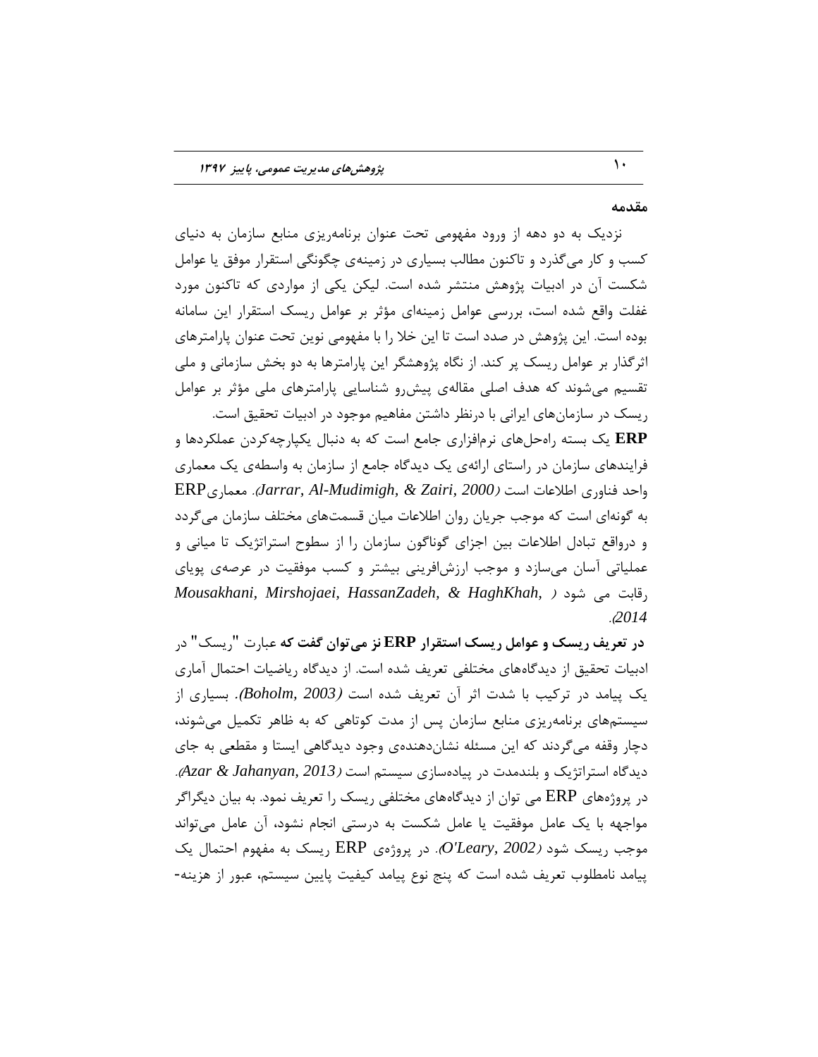## مقدمه

نزدیک به دو دهه از ورود مفهومی تحت عنوان برنامه‌ریزی منابع سازمان به دنیای کسب و کار می‌گذرد و تاکنون مطالب بسیاری در زمینه‌ی چگونگی استقرار موفق یا عوامل شکست آن در ادبیات پژوهش منتشر شده است. لیکن یکی از مواردی که تاکنون مورد غفلت واقع شده است، بررسی عوامل زمینه‌ای مؤثر بر عوامل ریسک استقرار این سامانه بوده است. این پژوهش در صدد است تا این خلا را با مفهومی نوین تحت عنوان پارامترهای اثرگذار بر عوامل ریسک پر کند. از نگاه پژوهشگر این پارامترها به دو بخش سازمانی و ملی تقسیم می‌شوند که هدف اصلی مقاله‌ی پیش‌رو شناسایی پارامترهای ملی مؤثر بر عوامل ریسک در سازمان‌های ایرانی با درنظر داشتن مفاهیم موجود در ادبیات تحقیق است.

**ERP** یک بسته راه‌حل‌های نرم‌افزاری جامع است که به دنبال یکپارچه‌کردن عملکردها و فرایندهای سازمان در راستای ارائه‌ی یک دیدگاه جامع از سازمان به واسطه‌ی یک معماری واحد فناوری اطلاعات است (*Jarrar, Al-Mudimigh, & Zairi, 2000*). معماری ERP به گونه‌ای است که موجب جریان روان اطلاعات میان قسمت‌های مختلف سازمان می‌گردد و درواقع تبادل اطلاعات بین اجزای گوناگون سازمان را از سطوح استراتژیک تا میانی و عملیاتی آسان می‌سازد و موجب ارزش‌افرینی بیشتر و کسب موفقیت در عرصه‌ی پویای رقابت می شود (*Mousakhani, Mirshojaei, HassanZadeh, & HaghKhah, 2014*).

**در تعریف ریسک و عوامل ریسک استقرار ERP نز می‌توان گفت که** عبارت "ریسک" در ادبیات تحقیق از دیدگاه‌های مختلفی تعریف شده است. از دیدگاه ریاضیات احتمال آماری یک پیامد در ترکیب با شدت اثر آن تعریف شده است (*Boholm, 2003*). بسیاری از سیستم‌های برنامه‌ریزی منابع سازمان پس از مدت کوتاهی که به ظاهر تکمیل می‌شوند، دچار وقفه می‌گردند که این مسئله نشان‌دهنده‌ی وجود دیدگاهی ایستا و مقطعی به جای دیدگاه استراتژیک و بلندمدت در پیاده‌سازی سیستم است (*Azar & Jahanyan, 2013*). در پروژه‌های ERP می توان از دیدگاه‌های مختلفی ریسک را تعریف نمود. به بیان دیگراگر مواجهه با یک عامل موفقیت یا عامل شکست به درستی انجام نشود، آن عامل می‌تواند موجب ریسک شود (*O'Leary, 2002*). در پروژه‌ی ERP ریسک به مفهوم احتمال یک پیامد نامطلوب تعریف شده است که پنج نوع پیامد کیفیت پایین سیستم، عبور از هزینه-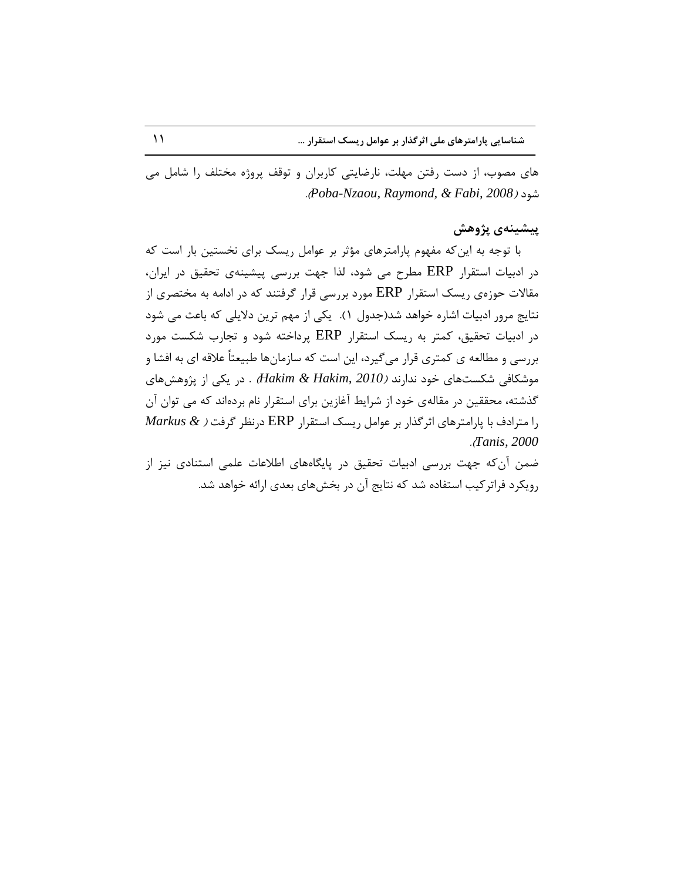های مصوب، از دست رفتن مهلت، نارضایتی کاربران و توقف پروژه مختلف را شامل می شود (*Poba-Nzaou, Raymond, & Fabi, 2008*).

## پیشینه‌ی پژوهش

با توجه به این‌که مفهوم پارامترهای مؤثر بر عوامل ریسک برای نخستین بار است که در ادبیات استقرار ERP مطرح می شود، لذا جهت بررسی پیشینه‌ی تحقیق در ایران، مقالات حوزه‌ی ریسک استقرار ERP مورد بررسی قرار گرفتند که در ادامه به مختصری از نتایج مرور ادبیات اشاره خواهد شد(جدول ۱). یکی از مهم ترین دلایلی که باعث می شود در ادبیات تحقیق، کمتر به ریسک استقرار ERP پرداخته شود و تجارب شکست مورد بررسی و مطالعه ی کمتری قرار می‌گیرد، این است که سازمان‌ها طبیعتاً علاقه ای به افشا و موشکافی شکست‌های خود ندارند (*Hakim & Hakim, 2010*) . در یکی از پژوهش‌های گذشته، محققین در مقاله‌ی خود از شرایط آغازین برای استقرار نام برده‌اند که می توان آن را مترادف با پارامترهای اثرگذار بر عوامل ریسک استقرار ERP درنظر گرفت (*Markus & Tanis, 2000*).

ضمن آن‌که جهت بررسی ادبیات تحقیق در پایگاه‌های اطلاعات علمی استنادی نیز از رویکرد فراترکیب استفاده شد که نتایج آن در بخش‌های بعدی ارائه خواهد شد.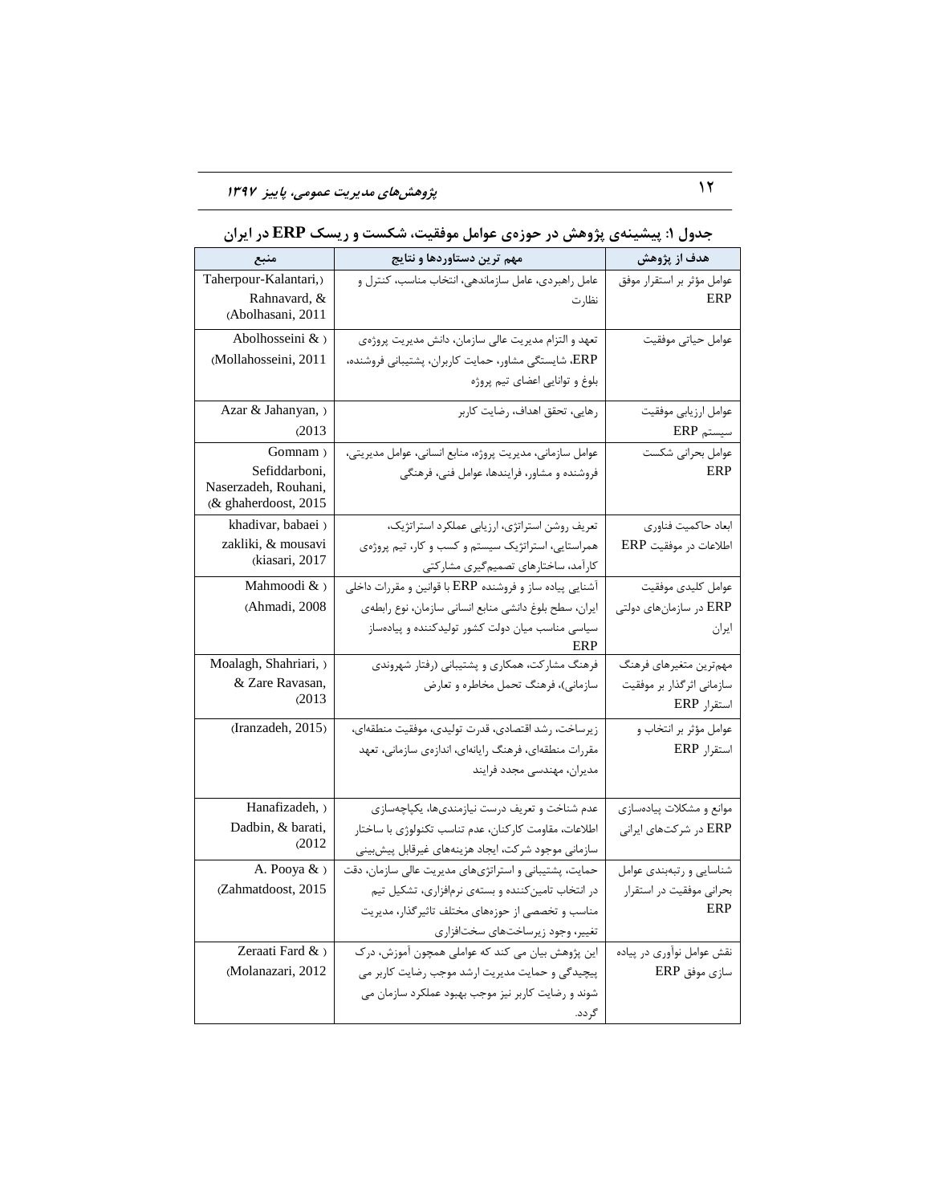**جدول ۱: پیشینه‌ی پژوهش در حوزه‌ی عوامل موفقیت، شکست و ریسک ERP در ایران**

| هدف از پژوهش | مهم ترین دستاوردها و نتایج | منبع |
|---|---|---|
| عوامل مؤثر بر استقرار موفق ERP | عامل راهبردی، عامل سازماندهی، انتخاب مناسب، کنترل و نظارت | (Taherpour-Kalantari, Rahnavard, & Abolhasani, 2011) |
| عوامل حیاتی موفقیت | تعهد و التزام مدیریت عالی سازمان، دانش مدیریت پروژه‌ی ERP، شایستگی مشاور، حمایت کاربران، پشتیبانی فروشنده، بلوغ و توانایی اعضای تیم پروژه | (Abolhosseini & Mollahosseini, 2011) |
| عوامل ارزیابی موفقیت سیستم ERP | رهایی، تحقق اهداف، رضایت کاربر | (Azar & Jahanyan, 2013) |
| عوامل بحرانی شکست ERP | عوامل سازمانی، مدیریت پروژه، منابع انسانی، عوامل مدیریتی، فروشنده و مشاور، فرایندها، عوامل فنی، فرهنگی | (Gomnam Sefiddarboni, Naserzadeh, Rouhani, & ghaherdoost, 2015) |
| ابعاد حاکمیت فناوری اطلاعات در موفقیت ERP | تعریف روشن استراتژی، ارزیابی عملکرد استراتژیک، همراستایی، استراتژیک سیستم و کسب و کار، تیم پروژه‌ی کارآمد، ساختارهای تصمیم‌گیری مشارکتی | (khadivar, babaei zakliki, & mousavi kiasari, 2017) |
| عوامل کلیدی موفقیت ERP در سازمان‌های دولتی ایران | آشنایی پیاده ساز و فروشنده ERP با قوانین و مقررات داخلی ایران، سطح بلوغ دانشی منابع انسانی سازمان، نوع رابطه‌ی سیاسی مناسب میان دولت کشور تولیدکننده و پیاده‌ساز ERP | (Mahmoodi & Ahmadi, 2008) |
| مهم‌ترین متغیرهای فرهنگ سازمانی اثرگذار بر موفقیت استقرار ERP | فرهنگ مشارکت، همکاری و پشتیبانی (رفتار شهروندی سازمانی)، فرهنگ تحمل مخاطره و تعارض | (Moalagh, Shahriari, & Zare Ravasan, 2013) |
| عوامل مؤثر بر انتخاب و استقرار ERP | زیرساخت، رشد اقتصادی، قدرت تولیدی، موفقیت منطقه‌ای، مقررات منطقه‌ای، فرهنگ رایانه‌ای، اندازه‌ی سازمانی، تعهد مدیران، مهندسی مجدد فرایند | (Iranzadeh, 2015) |
| موانع و مشکلات پیاده‌سازی ERP در شرکت‌های ایرانی | عدم شناخت و تعریف درست نیازمندی‌ها، یکپارچه‌سازی اطلاعات، مقاومت کارکنان، عدم تناسب تکنولوژی با ساختار سازمانی موجود شرکت، ایجاد هزینه‌های غیرقابل پیش‌بینی | (Hanafizadeh, Dadbin, & barati, 2012) |
| شناسایی و رتبه‌بندی عوامل بحرانی موفقیت در استقرار ERP | حمایت، پشتیبانی و استراتژی‌های مدیریت عالی سازمان، دقت در انتخاب تامین‌کننده و بسته‌ی نرم‌افزاری، تشکیل تیم مناسب و تخصصی از حوزه‌های مختلف تاثیرگذار، مدیریت تغییر، وجود زیرساخت‌های سخت‌افزاری | (A. Pooya & Zahmatdoost, 2015) |
| نقش عوامل نوآوری در پیاده سازی موفق ERP | این پژوهش بیان می کند که عواملی همچون آموزش، درک پیچیدگی و حمایت مدیریت ارشد موجب رضایت کاربر می شوند و رضایت کاربر نیز موجب بهبود عملکرد سازمان می گردد. | (Zeraati Fard & Molanazari, 2012) |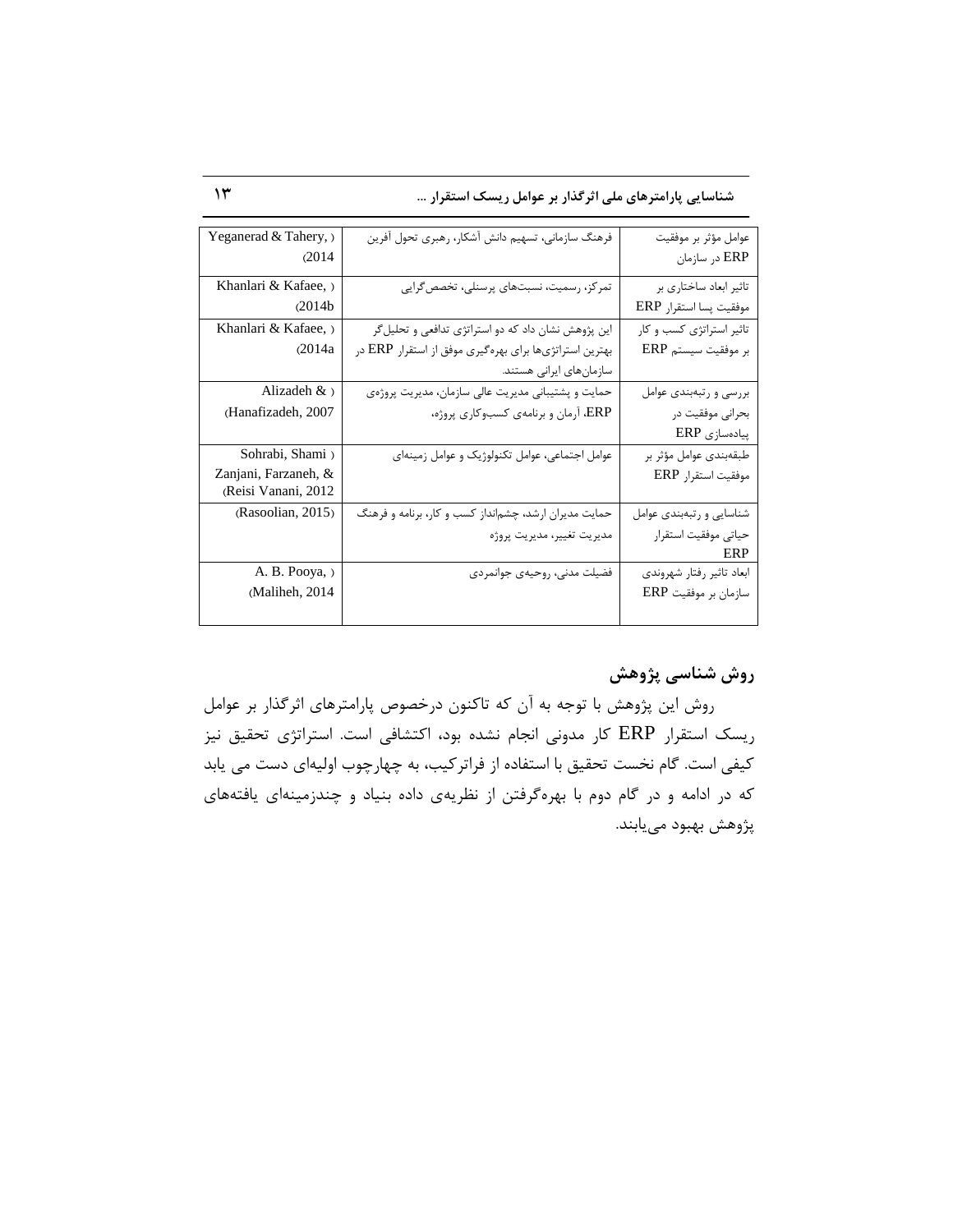| عوامل مؤثر بر موفقیت ERP در سازمان | فرهنگ سازمانی، تسهیم دانش آشکار، رهبری تحول آفرین | (Yeganerad & Tahery, 2014) |
|---|---|---|
| تاثیر ابعاد ساختاری بر موفقیت پسا استقرار ERP | تمرکز، رسمیت، نسبت‌های پرسنلی، تخصص‌گرایی | (Khanlari & Kafaee, 2014b) |
| تاثیر استراتژی کسب و کار بر موفقیت سیستم ERP | این پژوهش نشان داد که دو استراتژی تدافعی و تحلیل‌گر بهترین استراتژی‌ها برای بهره‌گیری موفق از استقرار ERP در سازمان‌های ایرانی هستند. | (Khanlari & Kafaee, 2014a) |
| بررسی و رتبه‌بندی عوامل بحرانی موفقیت در پیاده‌سازی ERP | حمایت و پشتیبانی مدیریت عالی سازمان، مدیریت پروژه‌ی ERP، آرمان و برنامه‌ی کسب‌وکاری پروژه، | (Alizadeh & Hanafizadeh, 2007) |
| طبقه‌بندی عوامل مؤثر بر موفقیت استقرار ERP | عوامل اجتماعی، عوامل تکنولوژیک و عوامل زمینه‌ای | (Sohrabi, Shami Zanjani, Farzaneh, & Reisi Vanani, 2012) |
| شناسایی و رتبه‌بندی عوامل حیاتی موفقیت استقرار ERP | حمایت مدیران ارشد، چشم‌انداز کسب و کار، برنامه و فرهنگ مدیریت تغییر، مدیریت پروژه | (Rasoolian, 2015) |
| ابعاد تاثیر رفتار شهروندی سازمان بر موفقیت ERP | فضیلت مدنی، روحیه‌ی جوانمردی | (A. B. Pooya, Maliheh, 2014) |

## روش شناسی پژوهش

روش این پژوهش با توجه به آن که تاکنون درخصوص پارامترهای اثرگذار بر عوامل ریسک استقرار ERP کار مدونی انجام نشده بود، اکتشافی است. استراتژی تحقیق نیز کیفی است. گام نخست تحقیق با استفاده از فراترکیب، به چهارچوب اولیه‌ای دست می یابد که در ادامه و در گام دوم با بهره‌گرفتن از نظریه‌ی داده بنیاد و چندزمینه‌ای یافته‌های پژوهش بهبود می‌یابند.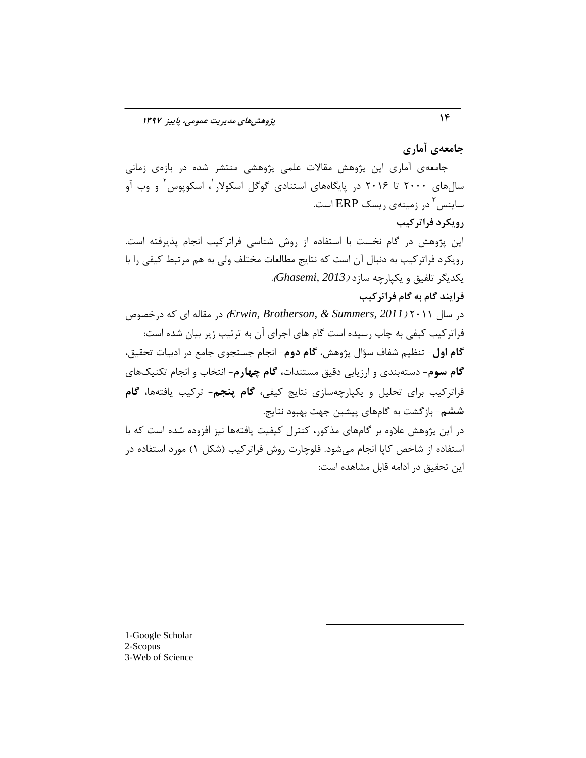### جامعه‌ی آماری

جامعه‌ی آماری این پژوهش مقالات علمی پژوهشی منتشر شده در بازه‌ی زمانی سال‌های ۲۰۰۰ تا ۲۰۱۶ در پایگاه‌های استنادی گوگل اسکولار[1]، اسکوپوس[2] و وب آو ساینس[3] در زمینه‌ی ریسک ERP است.

### رویکرد فراترکیب

این پژوهش در گام نخست با استفاده از روش شناسی فراترکیب انجام پذیرفته است. رویکرد فراترکیب به دنبال آن است که نتایج مطالعات مختلف ولی به هم مرتبط کیفی را با یکدیگر تلفیق و یکپارچه سازد (*Ghasemi, 2013*).

### فرایند گام به گام فراترکیب

در سال ۲۰۱۱ (*Erwin, Brotherson, & Summers, 2011*) در مقاله ای که درخصوص فراترکیب کیفی به چاپ رسیده است گام های اجرای آن به ترتیب زیر بیان شده است:
**گام اول**- تنظیم شفاف سؤال پژوهش، **گام دوم**- انجام جستجوی جامع در ادبیات تحقیق، **گام سوم**- دسته‌بندی و ارزیابی دقیق مستندات، **گام چهارم**- انتخاب و انجام تکنیک‌های فراترکیب برای تحلیل و یکپارچه‌سازی نتایج کیفی، **گام پنجم**- ترکیب یافته‌ها، **گام ششم**- بازگشت به گام‌های پیشین جهت بهبود نتایج.

در این پژوهش علاوه بر گام‌های مذکور، کنترل کیفیت یافته‌ها نیز افزوده شده است که با استفاده از شاخص کاپا انجام می‌شود. فلوچارت روش فراترکیب (شکل ۱) مورد استفاده در این تحقیق در ادامه قابل مشاهده است:

---

1-Google Scholar
2-Scopus
3-Web of Science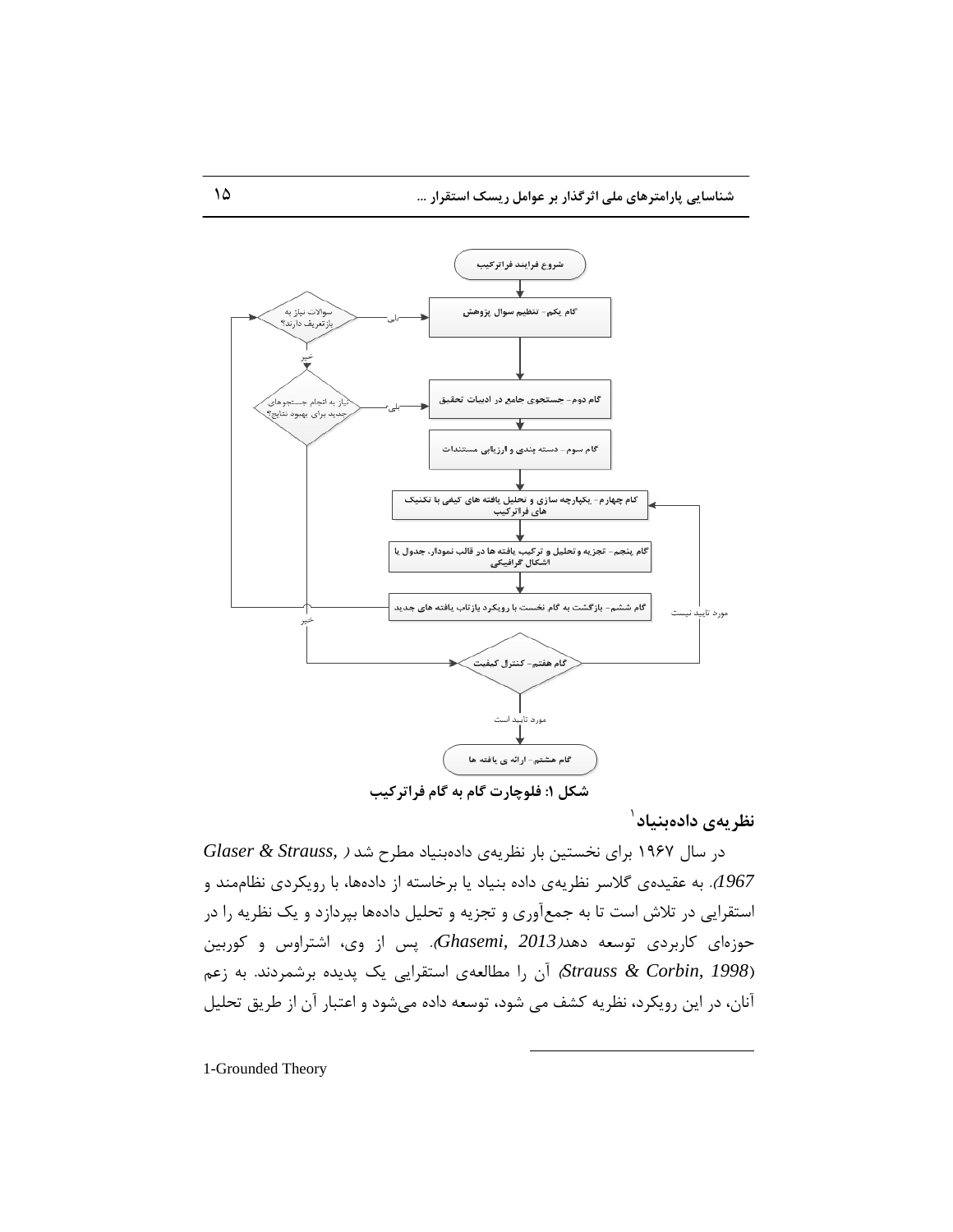شروع فرایند فراترکیب

گام یکم- تنظیم سوال پژوهش

گام دوم- جستجوی جامع در ادبیات تحقیق

گام سوم- دسته بندی و ارزیابی مستندات

گام چهارم- یکپارچه سازی و تحلیل یافته های کیفی با تکنیک های فراترکیب

گام پنجم- تجزیه و تحلیل و ترکیب یافته ها در قالب نمودار، جدول یا اشکال گرافیکی

گام ششم- بازگشت به گام نخست با رویکرد بازتاب یافته های جدید

سوالات نیاز به بازتعریف دارند؟ (بلی / خیر)

نیاز به انجام جستجوهای جدید برای بهبود نتایج؟ (بلی / خیر)

گام هفتم- کنترل کیفیت (مورد تایید است / مورد تایید نیست)

گام هشتم- ارائه ی یافته ها

**شکل ۱: فلوچارت گام به گام فراترکیب**

## نظریه‌ی داده‌بنیاد[1]

در سال ۱۹۶۷ برای نخستین بار نظریه‌ی داده‌بنیاد مطرح شد (*Glaser & Strauss, 1967*). به عقیده‌ی گلاسر نظریه‌ی داده بنیاد یا برخاسته از داده‌ها، با رویکردی نظام‌مند و استقرایی در تلاش است تا به جمع‌آوری و تجزیه و تحلیل داده‌ها بپردازد و یک نظریه را در حوزه‌ای کاربردی توسعه دهد(*Ghasemi, 2013*). پس از وی، اشتراوس و کوربین (*Strauss & Corbin, 1998*) آن را مطالعه‌ی استقرایی یک پدیده برشمردند. به زعم آنان، در این رویکرد، نظریه کشف می شود، توسعه داده می‌شود و اعتبار آن از طریق تحلیل

---

1-Grounded Theory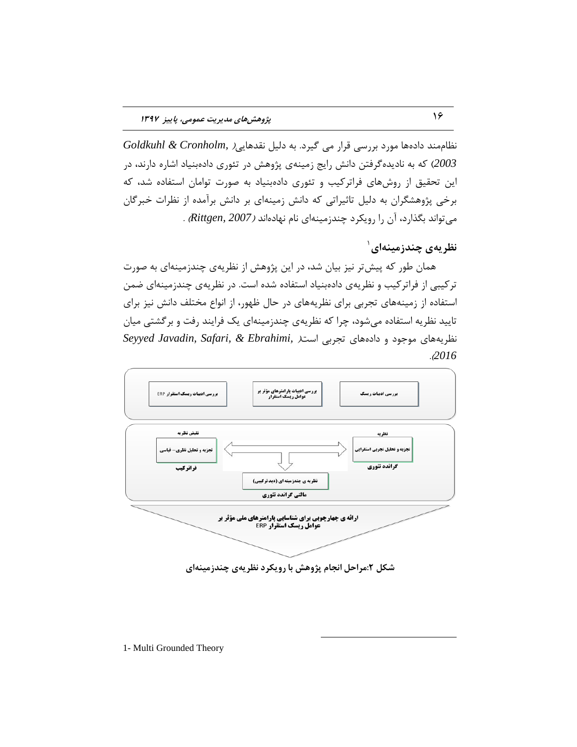نظام‌مند داده‌ها مورد بررسی قرار می گیرد. به دلیل نقدهایی( *Goldkuhl & Cronholm, 2003*) که به نادیده‌گرفتن دانش رایج زمینه‌ی پژوهش در تئوری داده‌بنیاد اشاره دارند، در این تحقیق از روش‌های فراترکیب و تئوری داده‌بنیاد به صورت توامان استفاده شد، که برخی پژوهشگران به دلیل تاثیراتی که دانش زمینه‌ای بر دانش برآمده از نظرات خبرگان می‌تواند بگذارد، آن را رویکرد چندزمینه‌ای نام نهاده‌اند (*Rittgen, 2007*) .

## نظریه‌ی چندزمینه‌ای[1]

همان طور که پیش‌تر نیز بیان شد، در این پژوهش از نظریه‌ی چندزمینه‌ای به صورت ترکیبی از فراترکیب و نظریه‌ی داده‌بنیاد استفاده شده است. در نظریه‌ی چندزمینه‌ای ضمن استفاده از زمینه‌های تجربی برای نظریه‌های در حال ظهور، از انواع مختلف دانش نیز برای تایید نظریه استفاده می‌شود، چرا که نظریه‌ی چندزمینه‌ای یک فرایند رفت و برگشتی میان نظریه‌های موجود و داده‌های تجربی است( *Seyyed Javadin, Safari, & Ebrahimi, 2016*).

بررسی ادبیات ریسک | بررسی ادبیات پارامترهای مؤثر بر عوامل ریسک استقرار | بررسی ادبیات ریسک استقرار ERP

نظریه: تجزیه و تحلیل تجربی استقرایی — گراندد تئوری

نقیض نظریه: تجزیه و تحلیل نظری- قیاسی — فراترکیب

نظریه ی چندزمینه ای (دید ترکیبی) — مالتی گراندد تئوری

ارائه ی چهارچوبی برای شناسایی پارامترهای ملی مؤثر بر عوامل ریسک استقرار ERP

**شکل ۲:مراحل انجام پژوهش با رویکرد نظریه‌ی چندزمینه‌ای**

1- Multi Grounded Theory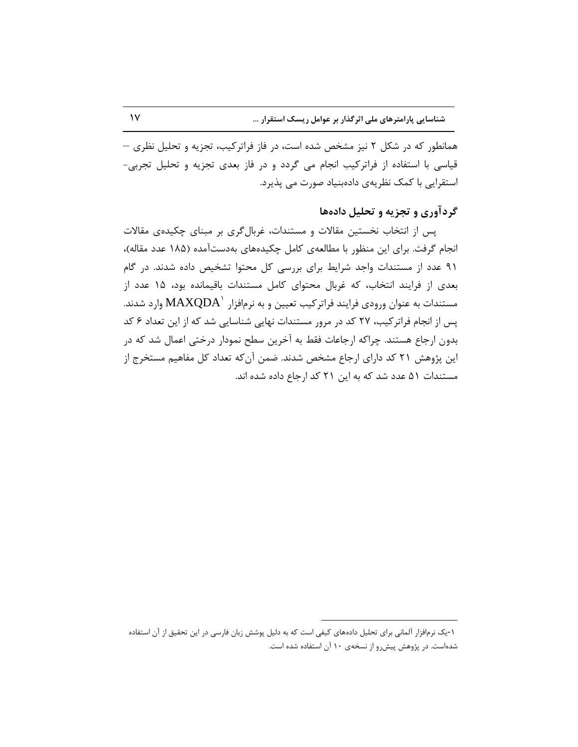همانطور که در شکل ۲ نیز مشخص شده است، در فاز فراترکیب، تجزیه و تحلیل نظری – قیاسی با استفاده از فراترکیب انجام می گردد و در فاز بعدی تجزیه و تحلیل تجربی- استقرایی با کمک نظریه‌ی داده‌بنیاد صورت می پذیرد.

## گردآوری و تجزیه و تحلیل داده‌ها

پس از انتخاب نخستین مقالات و مستندات، غربال‌گری بر مبنای چکیده‌ی مقالات انجام گرفت. برای این منظور با مطالعه‌ی کامل چکیده‌های به‌دست‌آمده (۱۸۵ عدد مقاله)، ۹۱ عدد از مستندات واجد شرایط برای بررسی کل محتوا تشخیص داده شدند. در گام بعدی از فرایند انتخاب، که غربال محتوای کامل مستندات باقیمانده بود، ۱۵ عدد از مستندات به عنوان ورودی فرایند فراترکیب تعیین و به نرم‌افزار MAXQDA[1] وارد شدند. پس از انجام فراترکیب، ۲۷ کد در مرور مستندات نهایی شناسایی شد که از این تعداد ۶ کد بدون ارجاع هستند. چراکه ارجاعات فقط به آخرین سطح نمودار درختی اعمال شد که در این پژوهش ۲۱ کد دارای ارجاع مشخص شدند. ضمن آن‌که تعداد کل مفاهیم مستخرج از مستندات ۵۱ عدد شد که به این ۲۱ کد ارجاع داده شده اند.

---

۱-یک نرم‌افزار آلمانی برای تحلیل داده‌های کیفی است که به دلیل پوشش زبان فارسی در این تحقیق از آن استفاده شده‌است. در پژوهش پیش‌رو از نسخه‌ی ۱۰ آن استفاده شده است.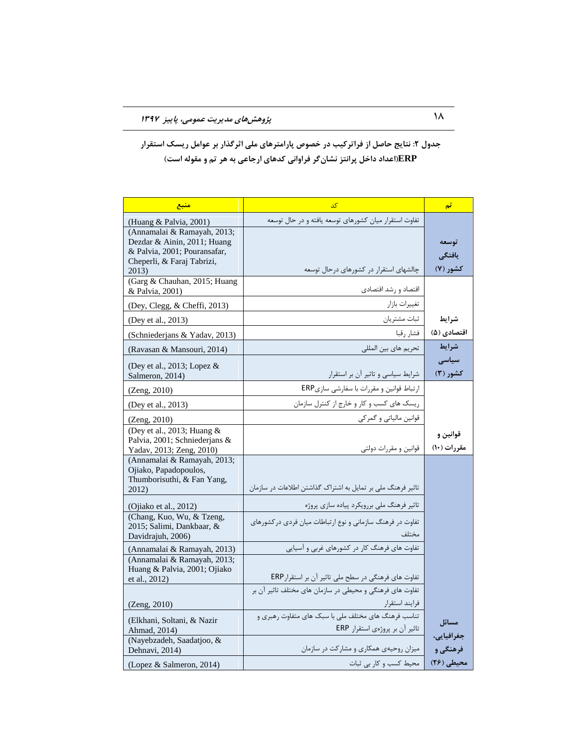**جدول ۲: نتایج حاصل از فراترکیب در خصوص پارامترهای ملی اثرگذار بر عوامل ریسک استقرار ERP(اعداد داخل پرانتز نشان‌گر فراوانی کدهای ارجاعی به هر تم و مقوله است)**

| تم | کد | منبع |
|---|---|---|
| توسعه یافتگی کشور (۷) | تفاوت استقرار میان کشورهای توسعه یافته و در حال توسعه | (Huang & Palvia, 2001) |
| | چالشهای استقرار در کشورهای درحال توسعه | (Annamalai & Ramayah, 2013; Dezdar & Ainin, 2011; Huang & Palvia, 2001; Pouransafar, Cheperli, & Faraj Tabrizi, 2013) |
| شرایط اقتصادی (۵) | اقتصاد و رشد اقتصادی | (Garg & Chauhan, 2015; Huang & Palvia, 2001) |
| | تغییرات بازار | (Dey, Clegg, & Cheffi, 2013) |
| | ثبات مشتریان | (Dey et al., 2013) |
| | فشار رقبا | (Schniederjans & Yadav, 2013) |
| شرایط سیاسی کشور (۳) | تحریم های بین المللی | (Ravasan & Mansouri, 2014) |
| | شرایط سیاسی و تاثیر آن بر استقرار | (Dey et al., 2013; Lopez & Salmeron, 2014) |
| قوانین و مقررات (۱۰) | ارتباط قوانین و مقررات با سفارشی سازیERP | (Zeng, 2010) |
| | ریسک های کسب و کار و خارج از کنترل سازمان | (Dey et al., 2013) |
| | قوانین مالیاتی و گمرکی | (Zeng, 2010) |
| | قوانین و مقررات دولتی | (Dey et al., 2013; Huang & Palvia, 2001; Schniederjans & Yadav, 2013; Zeng, 2010) |
| مسائل جغرافیایی، فرهنگی و محیطی (۲۶) | تاثیر فرهنگ ملی بر تمایل به اشتراک گذاشتن اطلاعات در سازمان | (Annamalai & Ramayah, 2013; Ojiako, Papadopoulos, Thumborisuthi, & Fan Yang, 2012) |
| | تاثیر فرهنگ ملی بررویکرد پیاده سازی پروژه | (Ojiako et al., 2012) |
| | تفاوت در فرهنگ سازمانی و نوع ارتباطات میان فردی درکشورهای مختلف | (Chang, Kuo, Wu, & Tzeng, 2015; Salimi, Dankbaar, & Davidrajuh, 2006) |
| | تفاوت های فرهنگ کار در کشورهای غربی و آسیایی | (Annamalai & Ramayah, 2013) |
| | تفاوت های فرهنگی در سطح ملی تاثیر آن بر استقرارERP | (Annamalai & Ramayah, 2013; Huang & Palvia, 2001; Ojiako et al., 2012) |
| | تفاوت های فرهنگی و محیطی در سازمان های مختلف تاثیر آن بر فرایند استقرار | (Zeng, 2010) |
| | تناسب فرهنگ های مختلف ملی با سبک های متفاوت رهبری و تاثیر آن بر پروژه‌ی استقرار ERP | (Elkhani, Soltani, & Nazir Ahmad, 2014) |
| | میزان روحیه‌ی همکاری و مشارکت در سازمان | (Nayebzadeh, Saadatjoo, & Dehnavi, 2014) |
| | محیط کسب و کار بی ثبات | (Lopez & Salmeron, 2014) |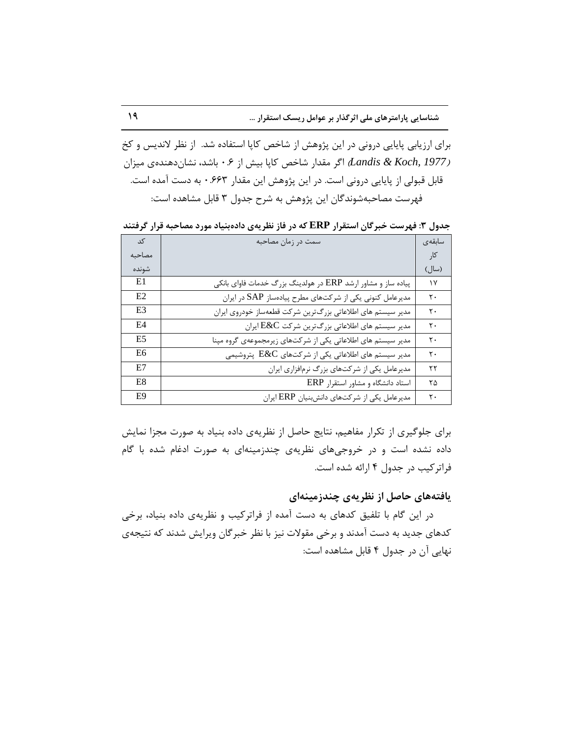برای ارزیابی پایایی درونی در این پژوهش از شاخص کاپا استفاده شد. از نظر لاندیس و کخ (*Landis & Koch, 1977*) اگر مقدار شاخص کاپا بیش از ۰.۶ باشد، نشان‌دهنده‌ی میزان قابل قبولی از پایایی درونی است. در این پژوهش این مقدار ۰.۶۶۳ به دست آمده است. فهرست مصاحبه‌شوندگان این پژوهش به شرح جدول ۳ قابل مشاهده است:

**جدول ۳: فهرست خبرگان استقرار ERP که در فاز نظریه‌ی داده‌بنیاد مورد مصاحبه قرار گرفتند**

| کد مصاحبه شونده | سمت در زمان مصاحبه | سابقه‌ی کار (سال) |
|---|---|---|
| E1 | پیاده ساز و مشاور ارشد ERP در هولدینگ بزرگ خدمات فاوای بانکی | ۱۷ |
| E2 | مدیرعامل کنونی یکی از شرکت‌های مطرح پیاده‌ساز SAP در ایران | ۲۰ |
| E3 | مدیر سیستم های اطلاعاتی بزرگ‌ترین شرکت قطعه‌ساز خودروی ایران | ۲۰ |
| E4 | مدیر سیستم های اطلاعاتی بزرگ‌ترین شرکت E&C ایران | ۲۰ |
| E5 | مدیر سیستم های اطلاعاتی یکی از شرکت‌های زیرمجموعه‌ی گروه مپنا | ۲۰ |
| E6 | مدیر سیستم های اطلاعاتی یکی از شرکت‌های E&C پتروشیمی | ۲۰ |
| E7 | مدیرعامل یکی از شرکت‌های بزرگ نرم‌افزاری ایران | ۲۲ |
| E8 | استاد دانشگاه و مشاور استقرار ERP | ۲۵ |
| E9 | مدیرعامل یکی از شرکت‌های دانش‌بنیان ERP ایران | ۲۰ |

برای جلوگیری از تکرار مفاهیم، نتایج حاصل از نظریه‌ی داده بنیاد به صورت مجزا نمایش داده نشده است و در خروجی‌های نظریه‌ی چندزمینه‌ای به صورت ادغام شده با گام فراترکیب در جدول ۴ ارائه شده است.

## یافته‌های حاصل از نظریه‌ی چندزمینه‌ای

در این گام با تلفیق کدهای به دست آمده از فراترکیب و نظریه‌ی داده بنیاد، برخی کدهای جدید به دست آمدند و برخی مقولات نیز با نظر خبرگان ویرایش شدند که نتیجه‌ی نهایی آن در جدول ۴ قابل مشاهده است: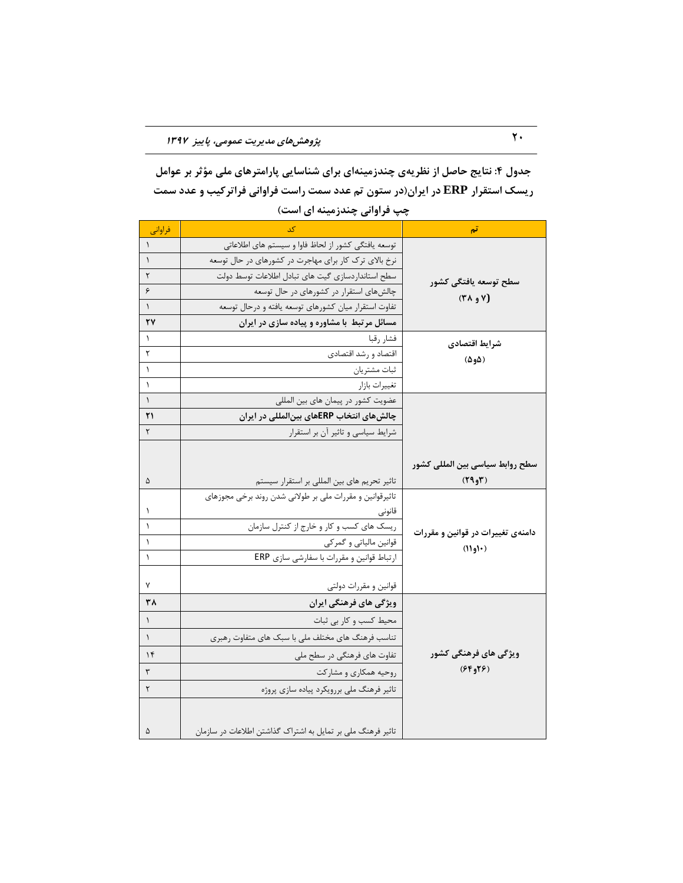**جدول ۴: نتایج حاصل از نظریه‌ی چندزمینه‌ای برای شناسایی پارامترهای ملی مؤثر بر عوامل ریسک استقرار ERP در ایران(در ستون تم عدد سمت راست فراوانی فراترکیب و عدد سمت چپ فراوانی چندزمینه ای است)**

| تم | کد | فراوانی |
|---|---|---|
| **سطح توسعه یافتگی کشور (۷ و ۳۸)** | توسعه یافتگی کشور از لحاظ فاوا و سیستم های اطلاعاتی | ۱ |
| | نرخ بالای ترک کار برای مهاجرت در کشورهای در حال توسعه | ۱ |
| | سطح استانداردسازی گیت های تبادل اطلاعات توسط دولت | ۲ |
| | چالش‌های استقرار در کشورهای در حال توسعه | ۶ |
| | تفاوت استقرار میان کشورهای توسعه یافته و درحال توسعه | ۱ |
| | **مسائل مرتبط  با مشاوره و پیاده سازی در ایران** | **۲۷** |
| **شرایط اقتصادی (۵و۵)** | فشار رقبا | ۱ |
| | اقتصاد و رشد اقتصادی | ۲ |
| | ثبات مشتریان | ۱ |
| | تغییرات بازار | ۱ |
| **سطح روابط سیاسی بین المللی کشور (۳و۲۹)** | عضویت کشور در پیمان های بین المللی | ۱ |
| | **چالش‌های انتخاب ERPهای بین‌المللی در ایران** | **۲۱** |
| | شرایط سیاسی و تاثیر آن بر استقرار | ۲ |
| | تاثیر تحریم های بین المللی بر استقرار سیستم | ۵ |
| **دامنه‌ی تغییرات در قوانین و مقررات (۱۰و۱۱)** | تاثیرقوانین و مقررات ملی بر طولانی شدن روند برخی مجوزهای قانونی | ۱ |
| | ریسک های کسب و کار و خارج از کنترل سازمان | ۱ |
| | قوانین مالیاتی و گمرکی | ۱ |
| | ارتباط قوانین و مقررات با سفارشی سازی ERP | ۱ |
| | قوانین و مقررات دولتی | ۷ |
| **ویژگی های فرهنگی کشور (۲۶و۶۴)** | **ویژگی های فرهنگی ایران** | **۳۸** |
| | محیط کسب و کار بی ثبات | ۱ |
| | تناسب فرهنگ های مختلف ملی با سبک های متفاوت رهبری | ۱ |
| | تفاوت های فرهنگی در سطح ملی | ۱۴ |
| | روحیه همکاری و مشارکت | ۳ |
| | تاثیر فرهنگ ملی بررویکرد پیاده سازی پروژه | ۲ |
| | تاثیر فرهنگ ملی بر تمایل به اشتراک گذاشتن اطلاعات در سازمان | ۵ |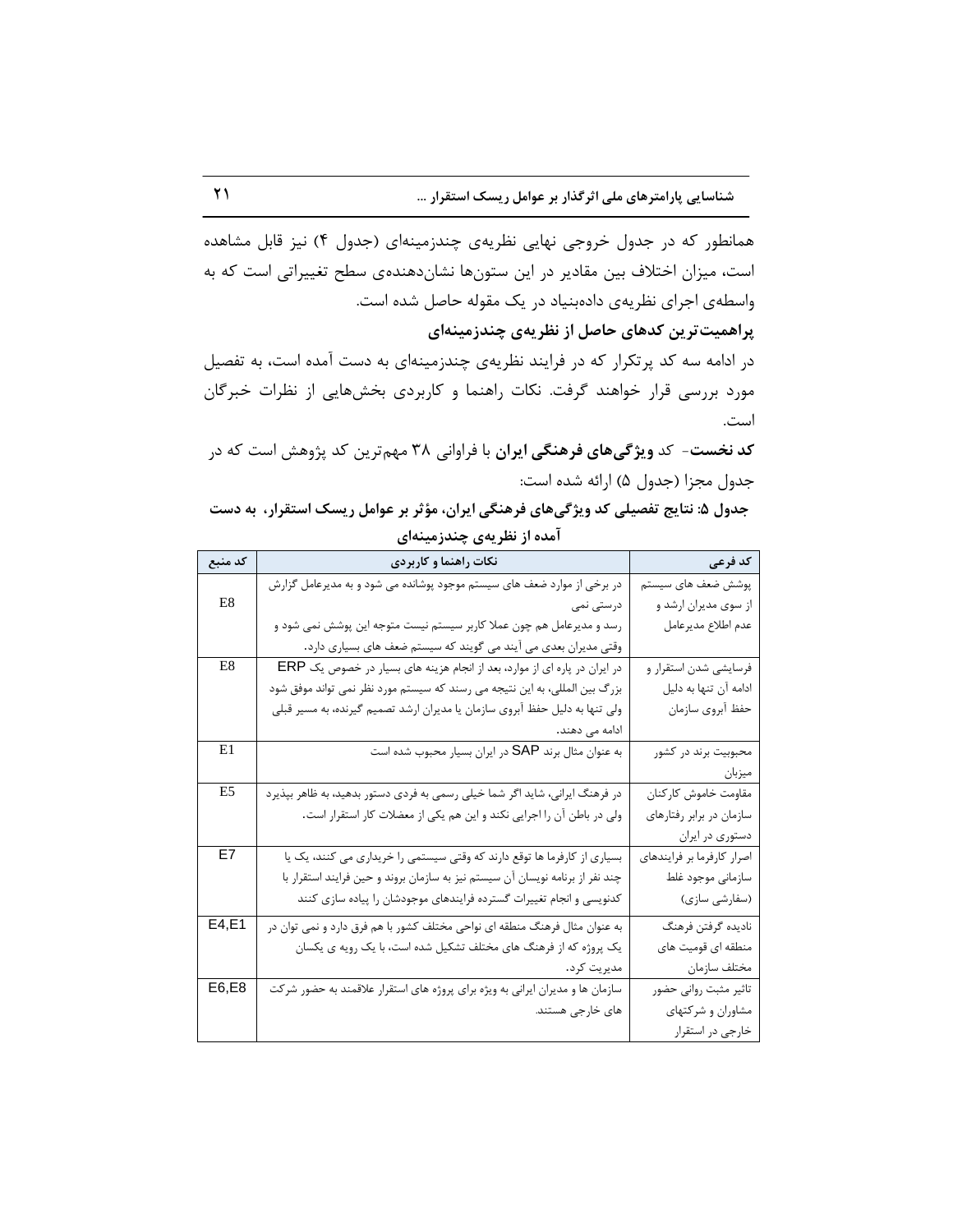همانطور که در جدول خروجی نهایی نظریه‌ی چندزمینه‌ای (جدول ۴) نیز قابل مشاهده است، میزان اختلاف بین مقادیر در این ستون‌ها نشان‌دهنده‌ی سطح تغییراتی است که به واسطه‌ی اجرای نظریه‌ی داده‌بنیاد در یک مقوله حاصل شده است.

**پراهمیت‌ترین کدهای حاصل از نظریه‌ی چندزمینه‌ای**

در ادامه سه کد پرتکرار که در فرایند نظریه‌ی چندزمینه‌ای به دست آمده است، به تفصیل مورد بررسی قرار خواهند گرفت. نکات راهنما و کاربردی بخش‌هایی از نظرات خبرگان است.

**کد نخست**- کد **ویژگی‌های فرهنگی ایران** با فراوانی ۳۸ مهم‌ترین کد پژوهش است که در جدول مجزا (جدول ۵) ارائه شده است:

**جدول ۵: نتایج تفصیلی کد ویژگی‌های فرهنگی ایران، مؤثر بر عوامل ریسک استقرار، به دست آمده از نظریه‌ی چندزمینه‌ای**

| کد فرعی | نکات راهنما و کاربردی | کد منبع |
|---|---|---|
| پوشش ضعف های سیستم از سوی مدیران ارشد و عدم اطلاع مدیرعامل | در برخی از موارد ضعف های سیستم موجود پوشانده می شود و به مدیرعامل گزارش درستی نمی رسد و مدیرعامل هم چون عملا کاربر سیستم نیست متوجه این پوشش نمی شود و وقتی مدیران بعدی می آیند می گویند که سیستم ضعف های بسیاری دارد. | E8 |
| فرسایشی شدن استقرار و ادامه آن تنها به دلیل حفظ آبروی سازمان | در ایران در پاره ای از موارد، بعد از انجام هزینه های بسیار در خصوص یک ERP بزرگ بین المللی، به این نتیجه می رسند که سیستم مورد نظر نمی تواند موفق شود ولی تنها به دلیل حفظ آبروی سازمان یا مدیران ارشد تصمیم گیرنده، به مسیر قبلی ادامه می دهند. | E8 |
| محبوبیت برند در کشور میزبان | به عنوان مثال برند SAP در ایران بسیار محبوب شده است | E1 |
| مقاومت خاموش کارکنان سازمان در برابر رفتارهای دستوری در ایران | در فرهنگ ایرانی، شاید اگر شما خیلی رسمی به فردی دستور بدهید، به ظاهر بپذیرد ولی در باطن آن را اجرایی نکند و این هم یکی از معضلات کار استقرار است. | E5 |
| اصرار کارفرما بر فرایندهای سازمانی موجود غلط (سفارشی سازی) | بسیاری از کارفرما ها توقع دارند که وقتی سیستمی را خریداری می کنند، یک یا چند نفر از برنامه نویسان آن سیستم نیز به سازمان بروند و حین فرایند استقرار با کدنویسی و انجام تغییرات گسترده فرایندهای موجودشان را پیاده سازی کنند | E7 |
| نادیده گرفتن فرهنگ منطقه ای قومیت های مختلف سازمان | به عنوان مثال فرهنگ منطقه ای نواحی مختلف کشور با هم فرق دارد و نمی توان در یک پروژه که از فرهنگ های مختلف تشکیل شده است، با یک رویه ی یکسان مدیریت کرد. | E4,E1 |
| تاثیر مثبت روانی حضور مشاوران و شرکتهای خارجی در استقرار | سازمان ها و مدیران ایرانی به ویژه برای پروژه های استقرار علاقمند به حضور شرکت های خارجی هستند. | E6,E8 |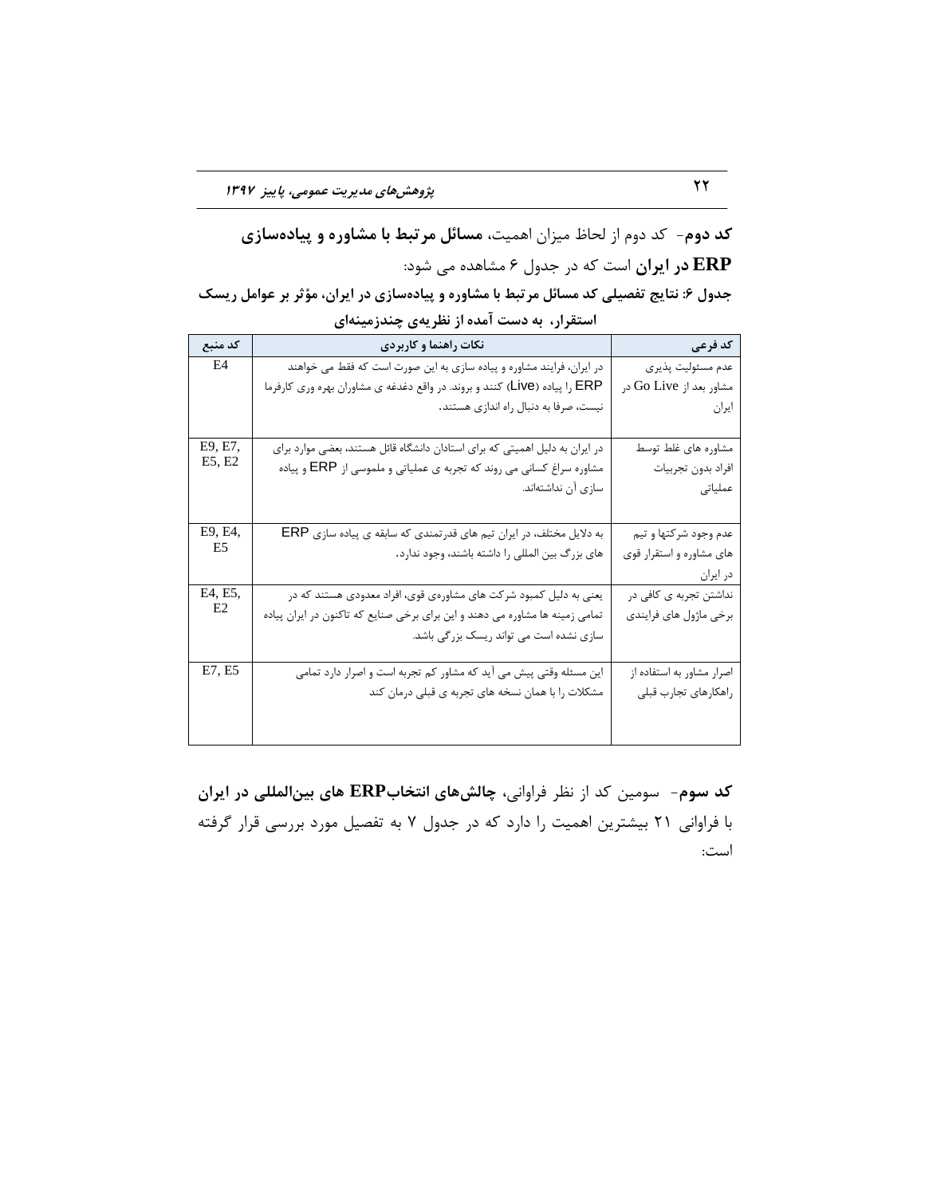**کد دوم**- کد دوم از لحاظ میزان اهمیت، **مسائل مرتبط با مشاوره و پیاده‌سازی ERP در ایران** است که در جدول ۶ مشاهده می شود:

**جدول ۶: نتایج تفصیلی کد مسائل مرتبط با مشاوره و پیاده‌سازی در ایران، مؤثر بر عوامل ریسک استقرار، به دست آمده از نظریه‌ی چندزمینه‌ای**

| کد فرعی | نکات راهنما و کاربردی | کد منبع |
|---|---|---|
| عدم مسئولیت پذیری مشاور بعد از Go Live در ایران | در ایران، فرایند مشاوره و پیاده سازی به این صورت است که فقط می خواهند ERP را پیاده (Live) کنند و بروند. در واقع دغدغه ی مشاوران بهره وری کارفرما نیست، صرفا به دنبال راه اندازی هستند. | E4 |
| مشاوره های غلط توسط افراد بدون تجربیات عملیاتی | در ایران به دلیل اهمیتی که برای استادان دانشگاه قائل هستند، بعضی موارد برای مشاوره سراغ کسانی می روند که تجربه ی عملیاتی و ملموسی از ERP و پیاده سازی آن نداشته‌اند. | E9, E7, E5, E2 |
| عدم وجود شرکتها و تیم های مشاوره و استقرار قوی در ایران | به دلایل مختلف، در ایران تیم های قدرتمندی که سابقه ی پیاده سازی ERP های بزرگ بین المللی را داشته باشند، وجود ندارد. | E9, E4, E5 |
| نداشتن تجربه ی کافی در برخی ماژول های فرایندی | یعنی به دلیل کمبود شرکت های مشاوره‌ی قوی، افراد معدودی هستند که در تمامی زمینه ها مشاوره می دهند و این برای برخی صنایع که تاکنون در ایران پیاده سازی نشده است می تواند ریسک بزرگی باشد. | E4, E5, E2 |
| اصرار مشاور به استفاده از راهکارهای تجارب قبلی | این مسئله وقتی پیش می آید که مشاور کم تجربه است و اصرار دارد تمامی مشکلات را با همان نسخه های تجربه ی قبلی درمان کند | E7, E5 |

**کد سوم**- سومین کد از نظر فراوانی، **چالش‌های انتخابERP های بین‌المللی در ایران** با فراوانی ۲۱ بیشترین اهمیت را دارد که در جدول ۷ به تفصیل مورد بررسی قرار گرفته است: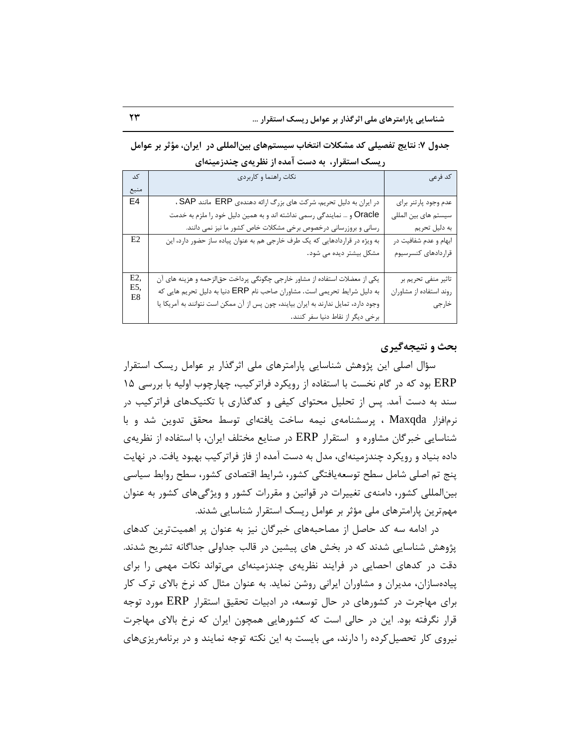**جدول ۷: نتایج تفصیلی کد مشکلات انتخاب سیستم‌های بین‌المللی در ایران، مؤثر بر عوامل ریسک استقرار، به دست آمده از نظریه‌ی چندزمینه‌ای**

| کد فرعی | نکات راهنما و کاربردی | کد منبع |
|---|---|---|
| عدم وجود پارتنر برای سیستم های بین المللی به دلیل تحریم | در ایران به دلیل تحریم، شرکت های بزرگ ارائه دهنده‌ی ERP مانند SAP ، Oracle و ... نمایندگی رسمی نداشته اند و به همین دلیل خود را ملزم به خدمت رسانی و بروزرسانی درخصوص برخی مشکلات خاص کشور ما نیز نمی دانند. | E4 |
| ابهام و عدم شفافیت در قراردادهای کنسرسیوم | به ویژه در قراردادهایی که یک طرف خارجی هم به عنوان پیاده ساز حضور دارد، این مشکل بیشتر دیده می شود. | E2 |
| تاثیر منفی تحریم بر روند استفاده از مشاوران خارجی | یکی از معضلات استفاده از مشاور خارجی چگونگی پرداخت حق‌الزحمه و هزینه های آن به دلیل شرایط تحریمی است. مشاوران صاحب نام ERP دنیا به دلیل تحریم هایی که وجود دارد، تمایل ندارند به ایران بیایند، چون پس از آن ممکن است نتوانند به آمریکا یا برخی دیگر از نقاط دنیا سفر کنند. | E2, E5, E8 |

## بحث و نتیجه‌گیری

سؤال اصلی این پژوهش شناسایی پارامترهای ملی اثرگذار بر عوامل ریسک استقرار ERP بود که در گام نخست با استفاده از رویکرد فراترکیب، چهارچوب اولیه با بررسی ۱۵ سند به دست آمد. پس از تحلیل محتوای کیفی و کدگذاری با تکنیک‌های فراترکیب در نرم‌افزار Maxqda ، پرسشنامه‌ی نیمه ساخت یافته‌ای توسط محقق تدوین شد و با شناسایی خبرگان مشاوره و استقرار ERP در صنایع مختلف ایران، با استفاده از نظریه‌ی داده بنیاد و رویکرد چندزمینه‌ای، مدل به دست آمده از فاز فراترکیب بهبود یافت. در نهایت پنج تم اصلی شامل سطح توسعه‌یافتگی کشور، شرایط اقتصادی کشور، سطح روابط سیاسی بین‌المللی کشور، دامنه‌ی تغییرات در قوانین و مقررات کشور و ویژگی‌های کشور به عنوان مهم‌ترین پارامترهای ملی مؤثر بر عوامل ریسک استقرار شناسایی شدند.

در ادامه سه کد حاصل از مصاحبه‌های خبرگان نیز به عنوان پر اهمیت‌ترین کدهای پژوهش شناسایی شدند که در بخش های پیشین در قالب جداولی جداگانه تشریح شدند. دقت در کدهای احصایی در فرایند نظریه‌ی چندزمینه‌ای می‌تواند نکات مهمی را برای پیاده‌سازان، مدیران و مشاوران ایرانی روشن نماید. به عنوان مثال کد نرخ بالای ترک کار برای مهاجرت در کشورهای در حال توسعه، در ادبیات تحقیق استقرار ERP مورد توجه قرار نگرفته بود. این در حالی است که کشورهایی همچون ایران که نرخ بالای مهاجرت نیروی کار تحصیل‌کرده را دارند، می بایست به این نکته توجه نمایند و در برنامه‌ریزی‌های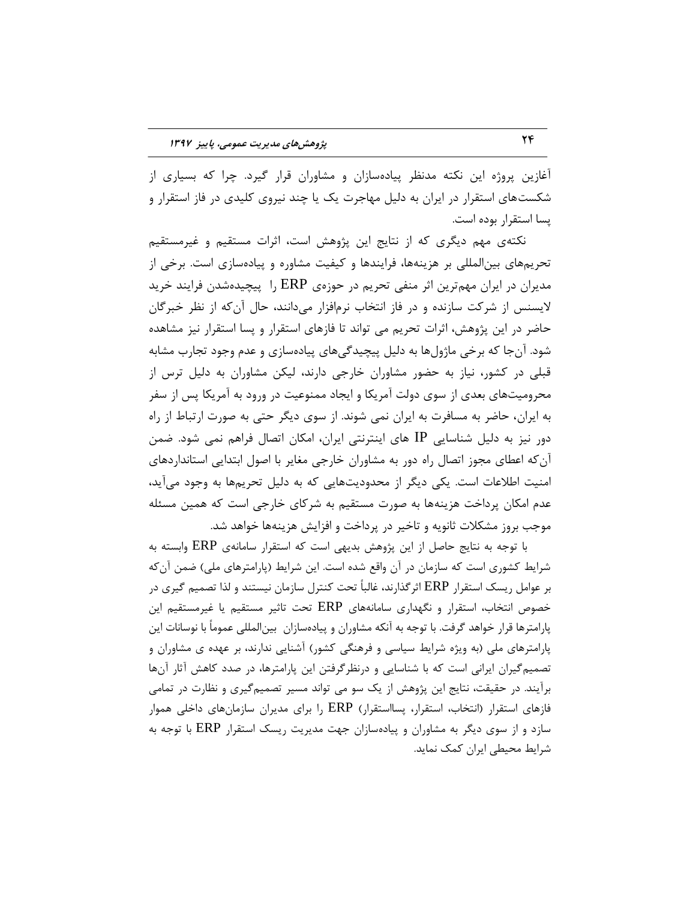آغازین پروژه این نکته مدنظر پیاده‌سازان و مشاوران قرار گیرد. چرا که بسیاری از شکست‌های استقرار در ایران به دلیل مهاجرت یک یا چند نیروی کلیدی در فاز استقرار و پسا استقرار بوده است.

نکته‌ی مهم دیگری که از نتایج این پژوهش است، اثرات مستقیم و غیرمستقیم تحریم‌های بین‌المللی بر هزینه‌ها، فرایندها و کیفیت مشاوره و پیاده‌سازی است. برخی از مدیران در ایران مهم‌ترین اثر منفی تحریم در حوزه‌ی ERP را پیچیده‌شدن فرایند خرید لایسنس از شرکت سازنده و در فاز انتخاب نرم‌افزار می‌دانند، حال آن‌که از نظر خبرگان حاضر در این پژوهش، اثرات تحریم می تواند تا فازهای استقرار و پسا استقرار نیز مشاهده شود. آن‌جا که برخی ماژول‌ها به دلیل پیچیدگی‌های پیاده‌سازی و عدم وجود تجارب مشابه قبلی در کشور، نیاز به حضور مشاوران خارجی دارند، لیکن مشاوران به دلیل ترس از محرومیت‌های بعدی از سوی دولت آمریکا و ایجاد ممنوعیت در ورود به آمریکا پس از سفر به ایران، حاضر به مسافرت به ایران نمی شوند. از سوی دیگر حتی به صورت ارتباط از راه دور نیز به دلیل شناسایی IP های اینترنتی ایران، امکان اتصال فراهم نمی شود. ضمن آن‌که اعطای مجوز اتصال راه دور به مشاوران خارجی مغایر با اصول ابتدایی استانداردهای امنیت اطلاعات است. یکی دیگر از محدودیت‌هایی که به دلیل تحریم‌ها به وجود می‌آید، عدم امکان پرداخت هزینه‌ها به صورت مستقیم به شرکای خارجی است که همین مسئله موجب بروز مشکلات ثانویه و تاخیر در پرداخت و افزایش هزینه‌ها خواهد شد.

با توجه به نتایج حاصل از این پژوهش بدیهی است که استقرار سامانه‌ی ERP وابسته به شرایط کشوری است که سازمان در آن واقع شده است. این شرایط (پارامترهای ملی) ضمن آن‌که بر عوامل ریسک استقرار ERP اثرگذارند، غالباً تحت کنترل سازمان نیستند و لذا تصمیم گیری در خصوص انتخاب، استقرار و نگهداری سامانه‌های ERP تحت تاثیر مستقیم یا غیرمستقیم این پارامترها قرار خواهد گرفت. با توجه به آنکه مشاوران و پیاده‌سازان بین‌المللی عموماً با نوسانات این پارامترهای ملی (به ویژه شرایط سیاسی و فرهنگی کشور) آشنایی ندارند، بر عهده ی مشاوران و تصمیم‌گیران ایرانی است که با شناسایی و درنظرگرفتن این پارامترها، در صدد کاهش آثار آن‌ها برآیند. در حقیقت، نتایج این پژوهش از یک سو می تواند مسیر تصمیم‌گیری و نظارت در تمامی فازهای استقرار (انتخاب، استقرار، پسااستقرار) ERP را برای مدیران سازمان‌های داخلی هموار سازد و از سوی دیگر به مشاوران و پیاده‌سازان جهت مدیریت ریسک استقرار ERP با توجه به شرایط محیطی ایران کمک نماید.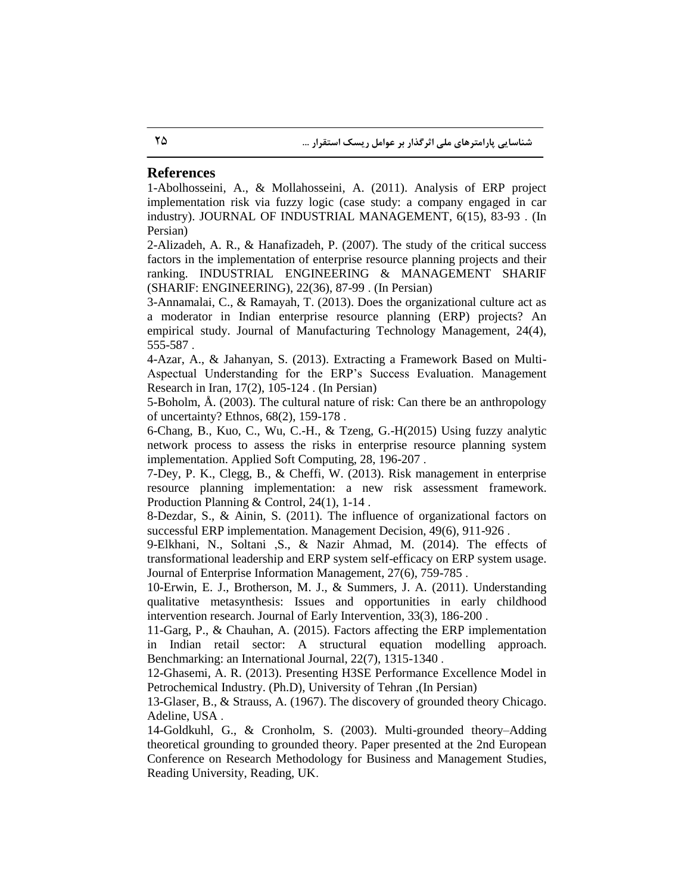## References

1-Abolhosseini, A., & Mollahosseini, A. (2011). Analysis of ERP project implementation risk via fuzzy logic (case study: a company engaged in car industry). JOURNAL OF INDUSTRIAL MANAGEMENT, 6(15), 83-93 . (In Persian)

2-Alizadeh, A. R., & Hanafizadeh, P. (2007). The study of the critical success factors in the implementation of enterprise resource planning projects and their ranking. INDUSTRIAL ENGINEERING & MANAGEMENT SHARIF (SHARIF: ENGINEERING), 22(36), 87-99 . (In Persian)

3-Annamalai, C., & Ramayah, T. (2013). Does the organizational culture act as a moderator in Indian enterprise resource planning (ERP) projects? An empirical study. Journal of Manufacturing Technology Management, 24(4), 555-587 .

4-Azar, A., & Jahanyan, S. (2013). Extracting a Framework Based on Multi-Aspectual Understanding for the ERP's Success Evaluation. Management Research in Iran, 17(2), 105-124 . (In Persian)

5-Boholm, Å. (2003). The cultural nature of risk: Can there be an anthropology of uncertainty? Ethnos, 68(2), 159-178 .

6-Chang, B., Kuo, C., Wu, C.-H., & Tzeng, G.-H(2015) Using fuzzy analytic network process to assess the risks in enterprise resource planning system implementation. Applied Soft Computing, 28, 196-207 .

7-Dey, P. K., Clegg, B., & Cheffi, W. (2013). Risk management in enterprise resource planning implementation: a new risk assessment framework. Production Planning & Control, 24(1), 1-14 .

8-Dezdar, S., & Ainin, S. (2011). The influence of organizational factors on successful ERP implementation. Management Decision, 49(6), 911-926 .

9-Elkhani, N., Soltani ,S., & Nazir Ahmad, M. (2014). The effects of transformational leadership and ERP system self-efficacy on ERP system usage. Journal of Enterprise Information Management, 27(6), 759-785 .

10-Erwin, E. J., Brotherson, M. J., & Summers, J. A. (2011). Understanding qualitative metasynthesis: Issues and opportunities in early childhood intervention research. Journal of Early Intervention, 33(3), 186-200 .

11-Garg, P., & Chauhan, A. (2015). Factors affecting the ERP implementation in Indian retail sector: A structural equation modelling approach. Benchmarking: an International Journal, 22(7), 1315-1340 .

12-Ghasemi, A. R. (2013). Presenting H3SE Performance Excellence Model in Petrochemical Industry. (Ph.D), University of Tehran ,(In Persian)

13-Glaser, B., & Strauss, A. (1967). The discovery of grounded theory Chicago. Adeline, USA .

14-Goldkuhl, G., & Cronholm, S. (2003). Multi-grounded theory–Adding theoretical grounding to grounded theory. Paper presented at the 2nd European Conference on Research Methodology for Business and Management Studies, Reading University, Reading, UK.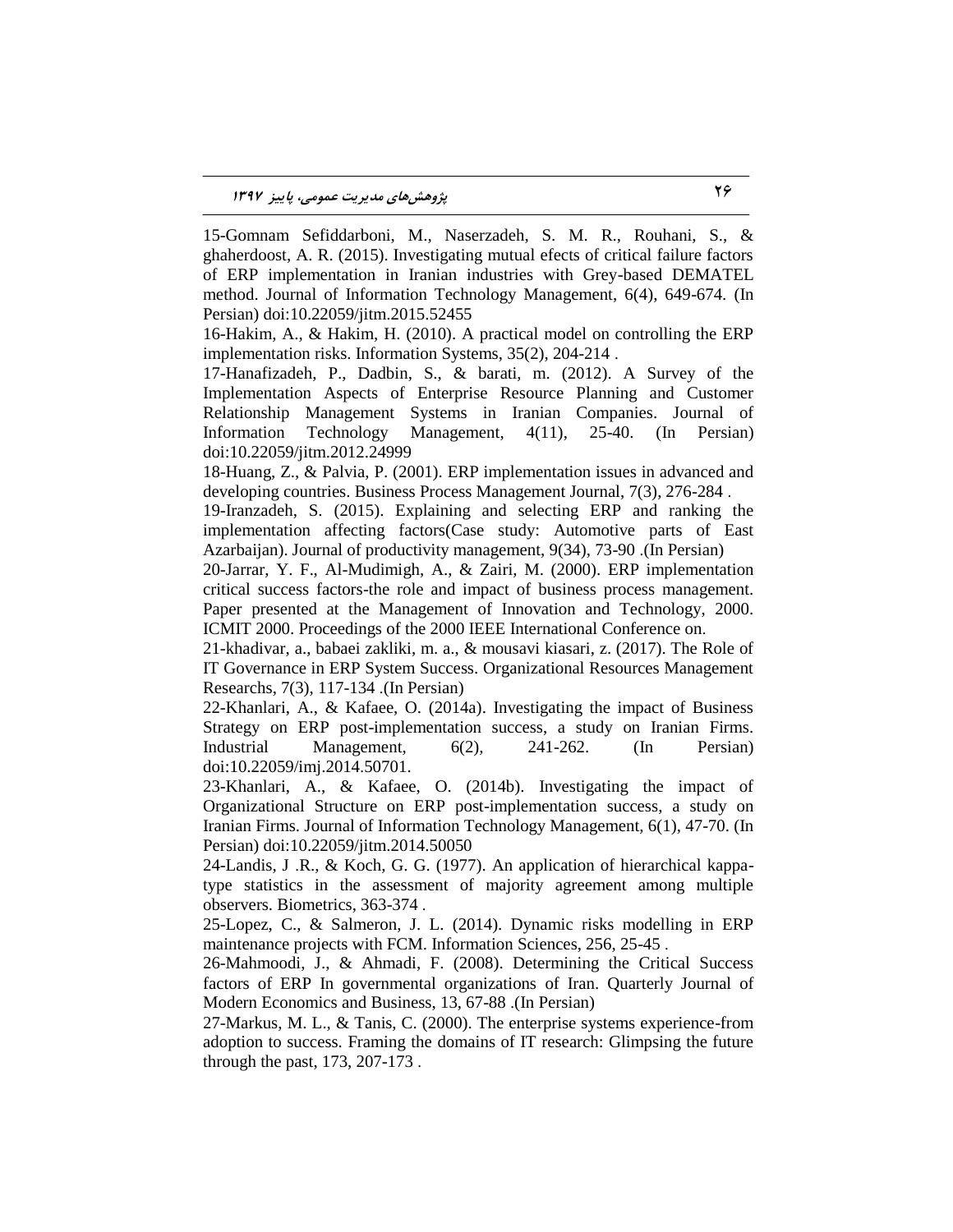15-Gomnam Sefiddarboni, M., Naserzadeh, S. M. R., Rouhani, S., & ghaherdoost, A. R. (2015). Investigating mutual efects of critical failure factors of ERP implementation in Iranian industries with Grey-based DEMATEL method. Journal of Information Technology Management, 6(4), 649-674. (In Persian) doi:10.22059/jitm.2015.52455

16-Hakim, A., & Hakim, H. (2010). A practical model on controlling the ERP implementation risks. Information Systems, 35(2), 204-214 .

17-Hanafizadeh, P., Dadbin, S., & barati, m. (2012). A Survey of the Implementation Aspects of Enterprise Resource Planning and Customer Relationship Management Systems in Iranian Companies. Journal of Information Technology Management, 4(11), 25-40. (In Persian) doi:10.22059/jitm.2012.24999

18-Huang, Z., & Palvia, P. (2001). ERP implementation issues in advanced and developing countries. Business Process Management Journal, 7(3), 276-284 .

19-Iranzadeh, S. (2015). Explaining and selecting ERP and ranking the implementation affecting factors(Case study: Automotive parts of East Azarbaijan). Journal of productivity management, 9(34), 73-90 .(In Persian)

20-Jarrar, Y. F., Al-Mudimigh, A., & Zairi, M. (2000). ERP implementation critical success factors-the role and impact of business process management. Paper presented at the Management of Innovation and Technology, 2000. ICMIT 2000. Proceedings of the 2000 IEEE International Conference on.

21-khadivar, a., babaei zakliki, m. a., & mousavi kiasari, z. (2017). The Role of IT Governance in ERP System Success. Organizational Resources Management Researchs, 7(3), 117-134 .(In Persian)

22-Khanlari, A., & Kafaee, O. (2014a). Investigating the impact of Business Strategy on ERP post-implementation success, a study on Iranian Firms. Industrial Management, 6(2), 241-262. (In Persian) doi:10.22059/imj.2014.50701.

23-Khanlari, A., & Kafaee, O. (2014b). Investigating the impact of Organizational Structure on ERP post-implementation success, a study on Iranian Firms. Journal of Information Technology Management, 6(1), 47-70. (In Persian) doi:10.22059/jitm.2014.50050

24-Landis, J .R., & Koch, G. G. (1977). An application of hierarchical kappa-type statistics in the assessment of majority agreement among multiple observers. Biometrics, 363-374 .

25-Lopez, C., & Salmeron, J. L. (2014). Dynamic risks modelling in ERP maintenance projects with FCM. Information Sciences, 256, 25-45 .

26-Mahmoodi, J., & Ahmadi, F. (2008). Determining the Critical Success factors of ERP In governmental organizations of Iran. Quarterly Journal of Modern Economics and Business, 13, 67-88 .(In Persian)

27-Markus, M. L., & Tanis, C. (2000). The enterprise systems experience-from adoption to success. Framing the domains of IT research: Glimpsing the future through the past, 173, 207-173 .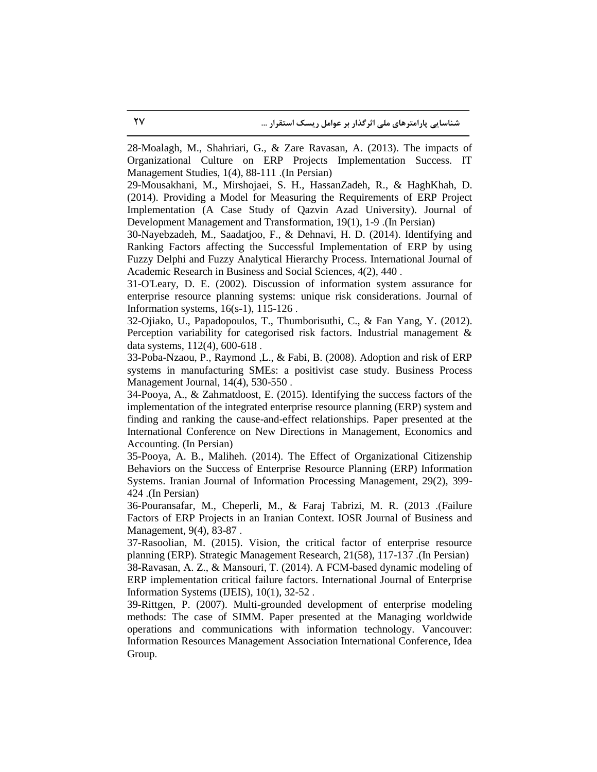28-Moalagh, M., Shahriari, G., & Zare Ravasan, A. (2013). The impacts of Organizational Culture on ERP Projects Implementation Success. IT Management Studies, 1(4), 88-111 .(In Persian)

29-Mousakhani, M., Mirshojaei, S. H., HassanZadeh, R., & HaghKhah, D. (2014). Providing a Model for Measuring the Requirements of ERP Project Implementation (A Case Study of Qazvin Azad University). Journal of Development Management and Transformation, 19(1), 1-9 .(In Persian)

30-Nayebzadeh, M., Saadatjoo, F., & Dehnavi, H. D. (2014). Identifying and Ranking Factors affecting the Successful Implementation of ERP by using Fuzzy Delphi and Fuzzy Analytical Hierarchy Process. International Journal of Academic Research in Business and Social Sciences, 4(2), 440 .

31-O'Leary, D. E. (2002). Discussion of information system assurance for enterprise resource planning systems: unique risk considerations. Journal of Information systems, 16(s-1), 115-126 .

32-Ojiako, U., Papadopoulos, T., Thumborisuthi, C., & Fan Yang, Y. (2012). Perception variability for categorised risk factors. Industrial management & data systems, 112(4), 600-618 .

33-Poba-Nzaou, P., Raymond ,L., & Fabi, B. (2008). Adoption and risk of ERP systems in manufacturing SMEs: a positivist case study. Business Process Management Journal, 14(4), 530-550 .

34-Pooya, A., & Zahmatdoost, E. (2015). Identifying the success factors of the implementation of the integrated enterprise resource planning (ERP) system and finding and ranking the cause-and-effect relationships. Paper presented at the International Conference on New Directions in Management, Economics and Accounting. (In Persian)

35-Pooya, A. B., Maliheh. (2014). The Effect of Organizational Citizenship Behaviors on the Success of Enterprise Resource Planning (ERP) Information Systems. Iranian Journal of Information Processing Management, 29(2), 399-424 .(In Persian)

36-Pouransafar, M., Cheperli, M., & Faraj Tabrizi, M. R. (2013 .(Failure Factors of ERP Projects in an Iranian Context. IOSR Journal of Business and Management, 9(4), 83-87 .

37-Rasoolian, M. (2015). Vision, the critical factor of enterprise resource planning (ERP). Strategic Management Research, 21(58), 117-137 .(In Persian)

38-Ravasan, A. Z., & Mansouri, T. (2014). A FCM-based dynamic modeling of ERP implementation critical failure factors. International Journal of Enterprise Information Systems (IJEIS), 10(1), 32-52 .

39-Rittgen, P. (2007). Multi-grounded development of enterprise modeling methods: The case of SIMM. Paper presented at the Managing worldwide operations and communications with information technology. Vancouver: Information Resources Management Association International Conference, Idea Group.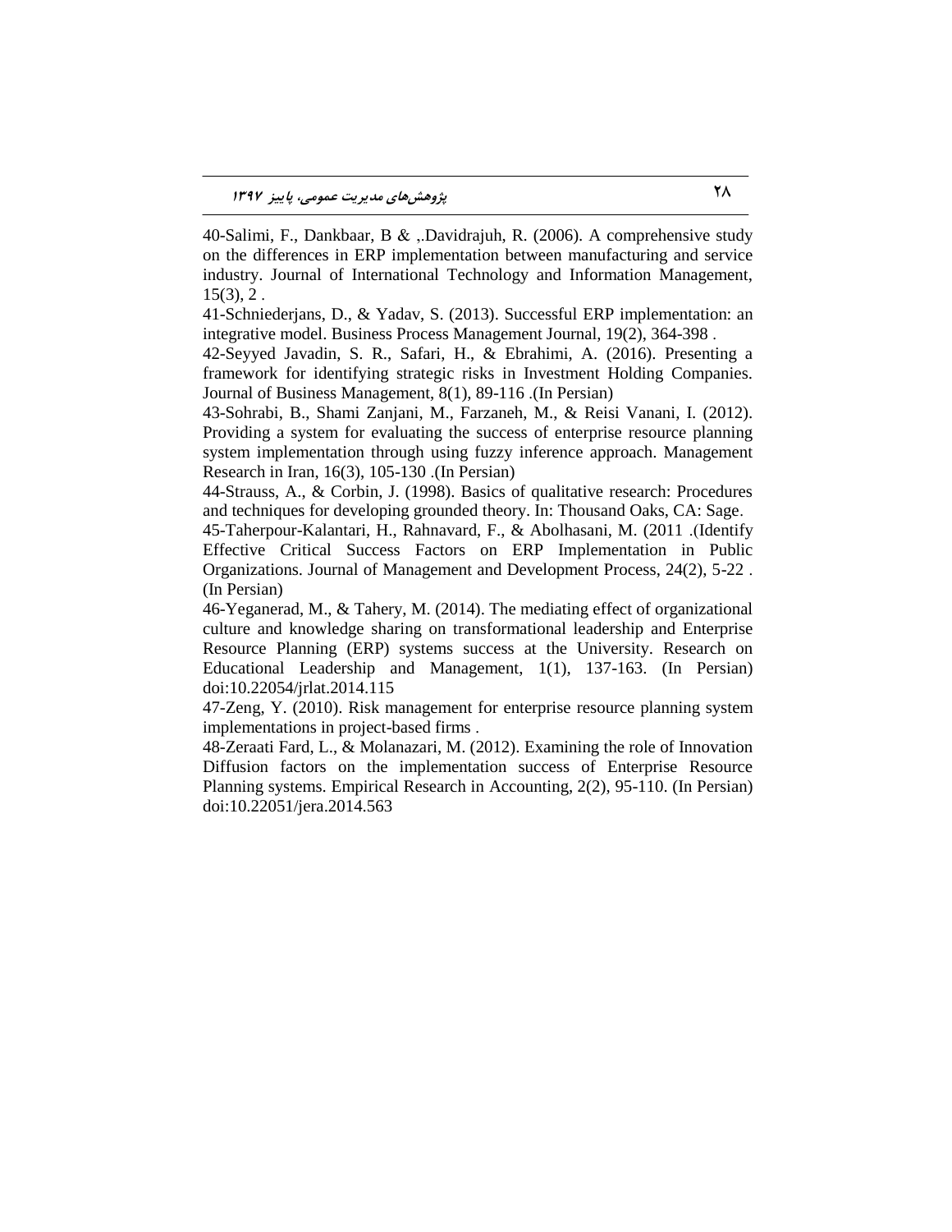40-Salimi, F., Dankbaar, B & ,.Davidrajuh, R. (2006). A comprehensive study on the differences in ERP implementation between manufacturing and service industry. Journal of International Technology and Information Management, 15(3), 2 .

41-Schniederjans, D., & Yadav, S. (2013). Successful ERP implementation: an integrative model. Business Process Management Journal, 19(2), 364-398 .

42-Seyyed Javadin, S. R., Safari, H., & Ebrahimi, A. (2016). Presenting a framework for identifying strategic risks in Investment Holding Companies. Journal of Business Management, 8(1), 89-116 .(In Persian)

43-Sohrabi, B., Shami Zanjani, M., Farzaneh, M., & Reisi Vanani, I. (2012). Providing a system for evaluating the success of enterprise resource planning system implementation through using fuzzy inference approach. Management Research in Iran, 16(3), 105-130 .(In Persian)

44-Strauss, A., & Corbin, J. (1998). Basics of qualitative research: Procedures and techniques for developing grounded theory. In: Thousand Oaks, CA: Sage.

45-Taherpour-Kalantari, H., Rahnavard, F., & Abolhasani, M. (2011 .(Identify Effective Critical Success Factors on ERP Implementation in Public Organizations. Journal of Management and Development Process, 24(2), 5-22 . (In Persian)

46-Yeganerad, M., & Tahery, M. (2014). The mediating effect of organizational culture and knowledge sharing on transformational leadership and Enterprise Resource Planning (ERP) systems success at the University. Research on Educational Leadership and Management, 1(1), 137-163. (In Persian) doi:10.22054/jrlat.2014.115

47-Zeng, Y. (2010). Risk management for enterprise resource planning system implementations in project-based firms .

48-Zeraati Fard, L., & Molanazari, M. (2012). Examining the role of Innovation Diffusion factors on the implementation success of Enterprise Resource Planning systems. Empirical Research in Accounting, 2(2), 95-110. (In Persian) doi:10.22051/jera.2014.563